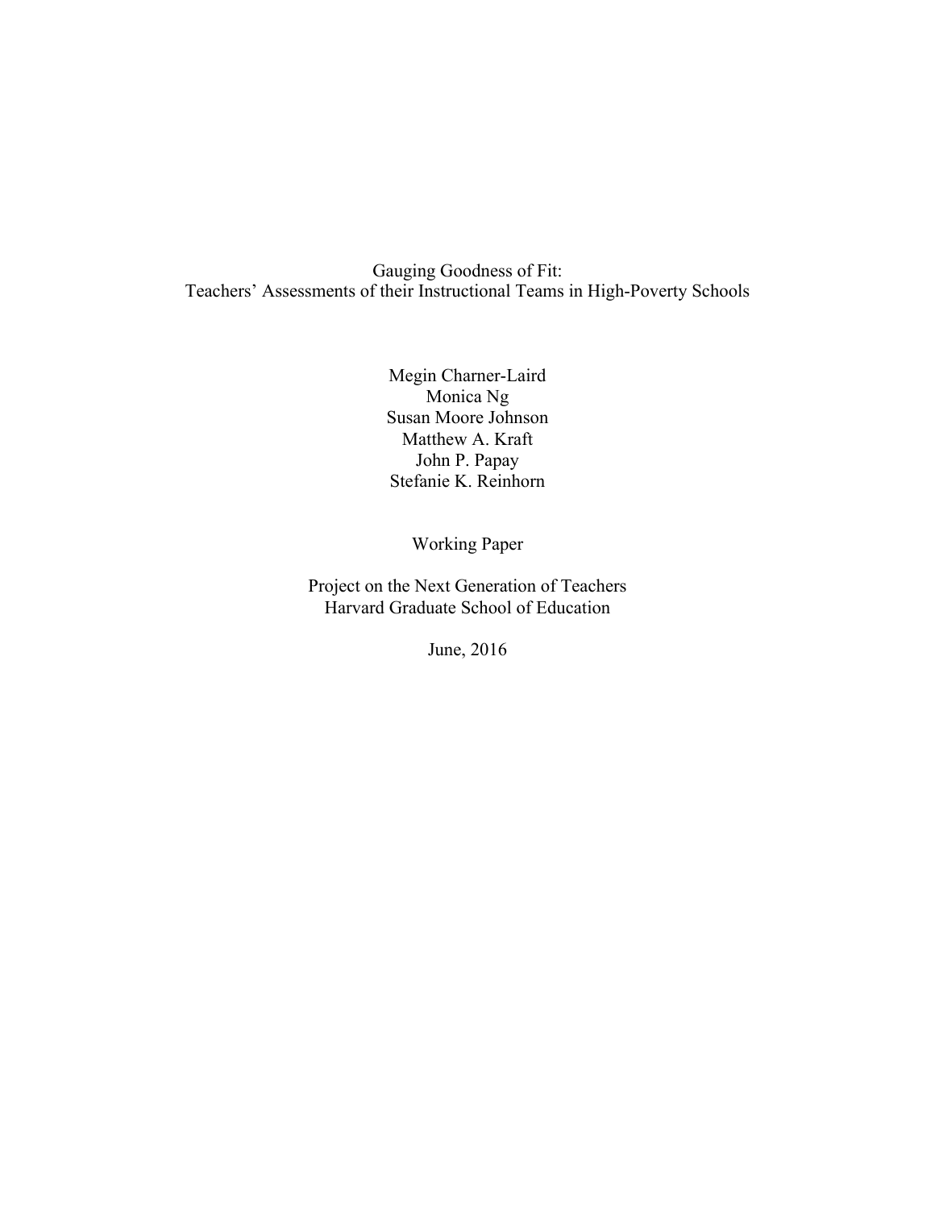# Gauging Goodness of Fit: Teachers' Assessments of their Instructional Teams in High-Poverty Schools

Megin Charner-Laird
Monica Ng
Susan Moore Johnson
Matthew A. Kraft
John P. Papay
Stefanie K. Reinhorn

Working Paper

Project on the Next Generation of Teachers
Harvard Graduate School of Education

June, 2016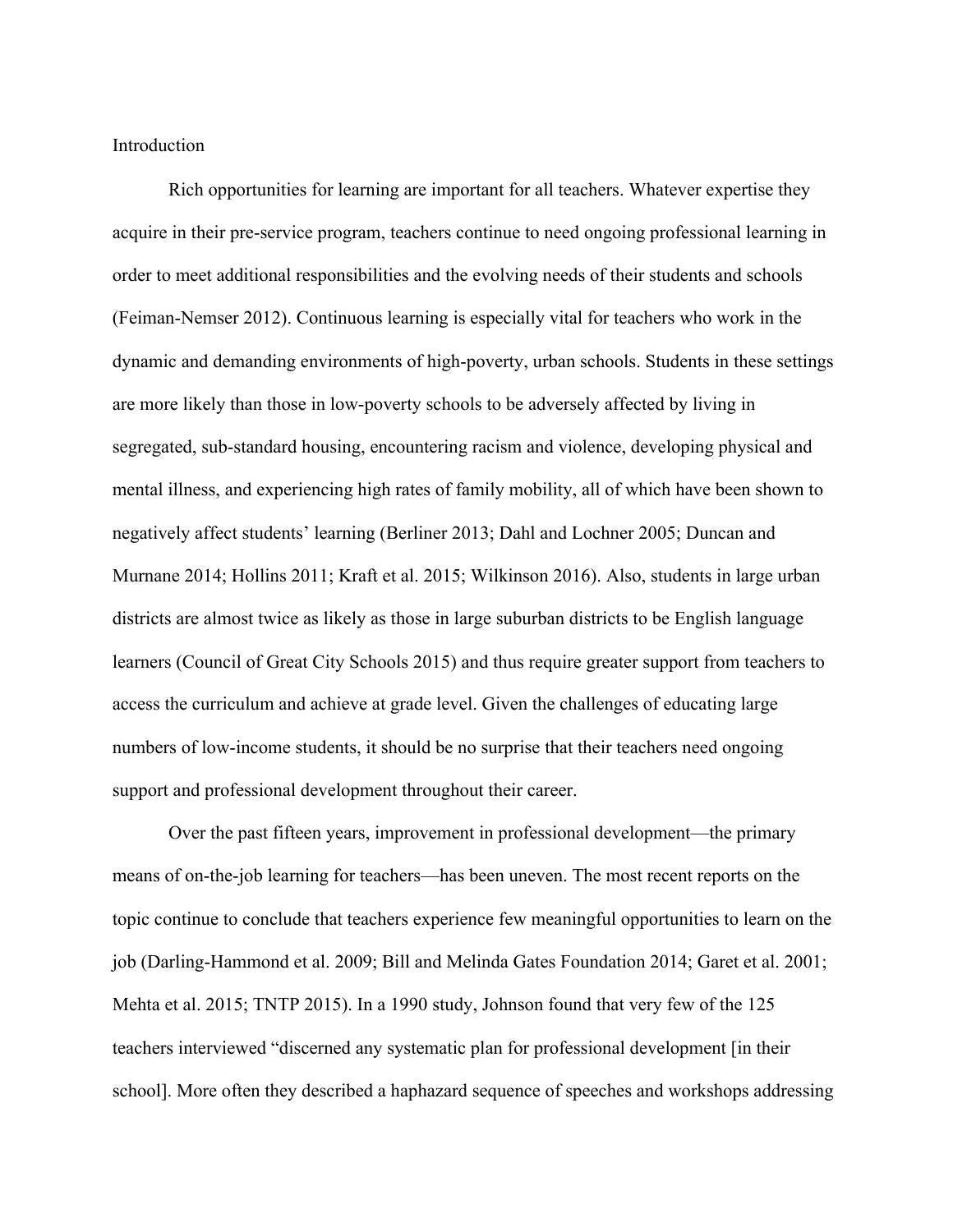## Introduction

Rich opportunities for learning are important for all teachers. Whatever expertise they acquire in their pre-service program, teachers continue to need ongoing professional learning in order to meet additional responsibilities and the evolving needs of their students and schools (Feiman-Nemser 2012). Continuous learning is especially vital for teachers who work in the dynamic and demanding environments of high-poverty, urban schools. Students in these settings are more likely than those in low-poverty schools to be adversely affected by living in segregated, sub-standard housing, encountering racism and violence, developing physical and mental illness, and experiencing high rates of family mobility, all of which have been shown to negatively affect students' learning (Berliner 2013; Dahl and Lochner 2005; Duncan and Murnane 2014; Hollins 2011; Kraft et al. 2015; Wilkinson 2016). Also, students in large urban districts are almost twice as likely as those in large suburban districts to be English language learners (Council of Great City Schools 2015) and thus require greater support from teachers to access the curriculum and achieve at grade level. Given the challenges of educating large numbers of low-income students, it should be no surprise that their teachers need ongoing support and professional development throughout their career.

Over the past fifteen years, improvement in professional development—the primary means of on-the-job learning for teachers—has been uneven. The most recent reports on the topic continue to conclude that teachers experience few meaningful opportunities to learn on the job (Darling-Hammond et al. 2009; Bill and Melinda Gates Foundation 2014; Garet et al. 2001; Mehta et al. 2015; TNTP 2015). In a 1990 study, Johnson found that very few of the 125 teachers interviewed "discerned any systematic plan for professional development [in their school]. More often they described a haphazard sequence of speeches and workshops addressing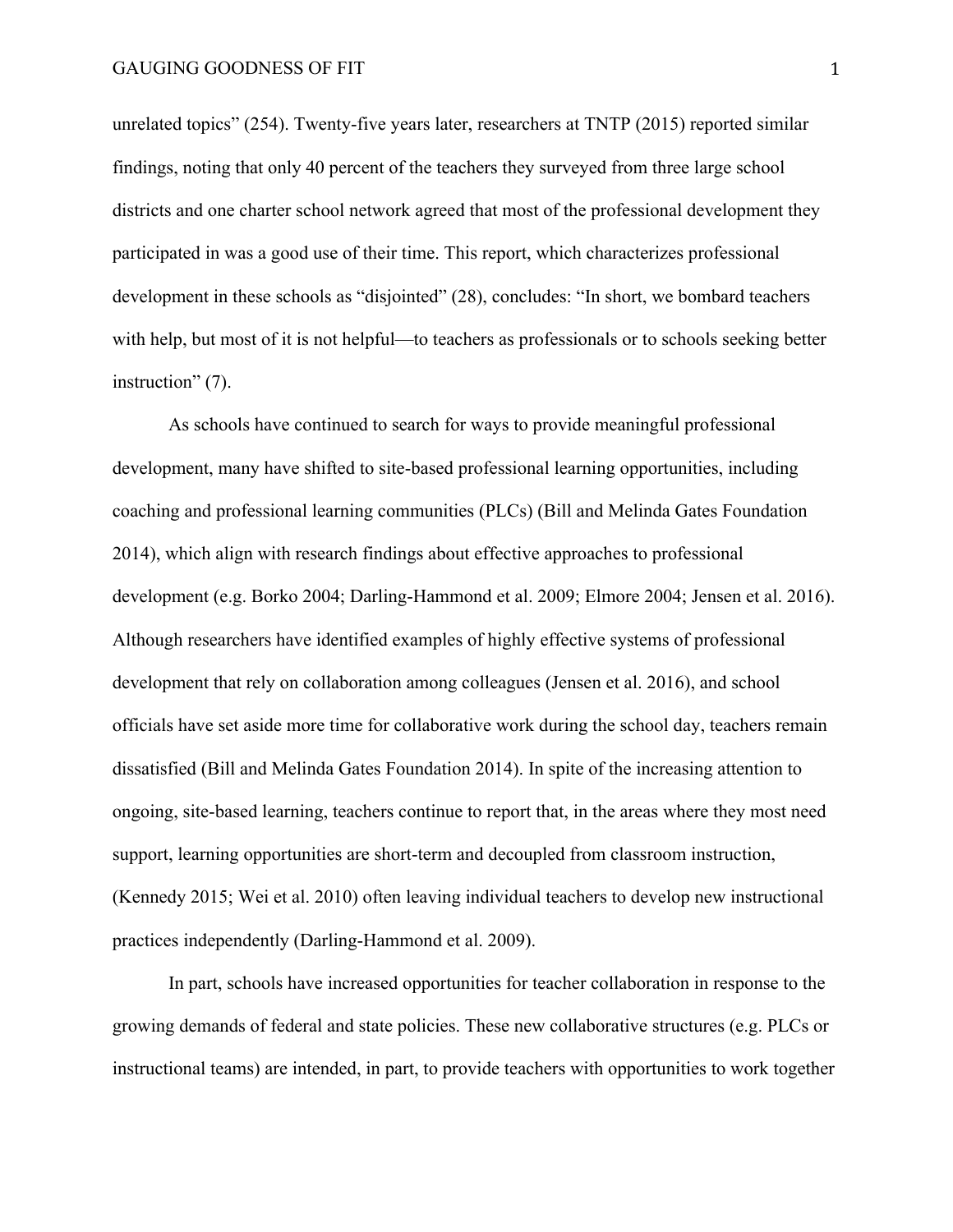unrelated topics" (254). Twenty-five years later, researchers at TNTP (2015) reported similar findings, noting that only 40 percent of the teachers they surveyed from three large school districts and one charter school network agreed that most of the professional development they participated in was a good use of their time. This report, which characterizes professional development in these schools as "disjointed" (28), concludes: "In short, we bombard teachers with help, but most of it is not helpful—to teachers as professionals or to schools seeking better instruction" (7).

As schools have continued to search for ways to provide meaningful professional development, many have shifted to site-based professional learning opportunities, including coaching and professional learning communities (PLCs) (Bill and Melinda Gates Foundation 2014), which align with research findings about effective approaches to professional development (e.g. Borko 2004; Darling-Hammond et al. 2009; Elmore 2004; Jensen et al. 2016). Although researchers have identified examples of highly effective systems of professional development that rely on collaboration among colleagues (Jensen et al. 2016), and school officials have set aside more time for collaborative work during the school day, teachers remain dissatisfied (Bill and Melinda Gates Foundation 2014). In spite of the increasing attention to ongoing, site-based learning, teachers continue to report that, in the areas where they most need support, learning opportunities are short-term and decoupled from classroom instruction, (Kennedy 2015; Wei et al. 2010) often leaving individual teachers to develop new instructional practices independently (Darling-Hammond et al. 2009).

In part, schools have increased opportunities for teacher collaboration in response to the growing demands of federal and state policies. These new collaborative structures (e.g. PLCs or instructional teams) are intended, in part, to provide teachers with opportunities to work together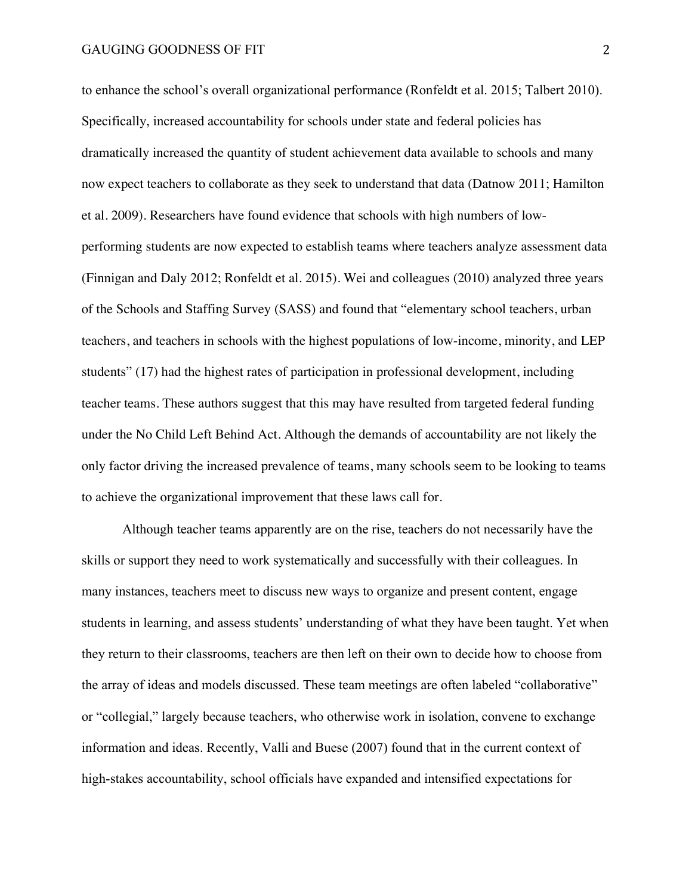to enhance the school's overall organizational performance (Ronfeldt et al. 2015; Talbert 2010). Specifically, increased accountability for schools under state and federal policies has dramatically increased the quantity of student achievement data available to schools and many now expect teachers to collaborate as they seek to understand that data (Datnow 2011; Hamilton et al. 2009). Researchers have found evidence that schools with high numbers of low-performing students are now expected to establish teams where teachers analyze assessment data (Finnigan and Daly 2012; Ronfeldt et al. 2015). Wei and colleagues (2010) analyzed three years of the Schools and Staffing Survey (SASS) and found that "elementary school teachers, urban teachers, and teachers in schools with the highest populations of low-income, minority, and LEP students" (17) had the highest rates of participation in professional development, including teacher teams. These authors suggest that this may have resulted from targeted federal funding under the No Child Left Behind Act. Although the demands of accountability are not likely the only factor driving the increased prevalence of teams, many schools seem to be looking to teams to achieve the organizational improvement that these laws call for.

Although teacher teams apparently are on the rise, teachers do not necessarily have the skills or support they need to work systematically and successfully with their colleagues. In many instances, teachers meet to discuss new ways to organize and present content, engage students in learning, and assess students' understanding of what they have been taught. Yet when they return to their classrooms, teachers are then left on their own to decide how to choose from the array of ideas and models discussed. These team meetings are often labeled "collaborative" or "collegial," largely because teachers, who otherwise work in isolation, convene to exchange information and ideas. Recently, Valli and Buese (2007) found that in the current context of high-stakes accountability, school officials have expanded and intensified expectations for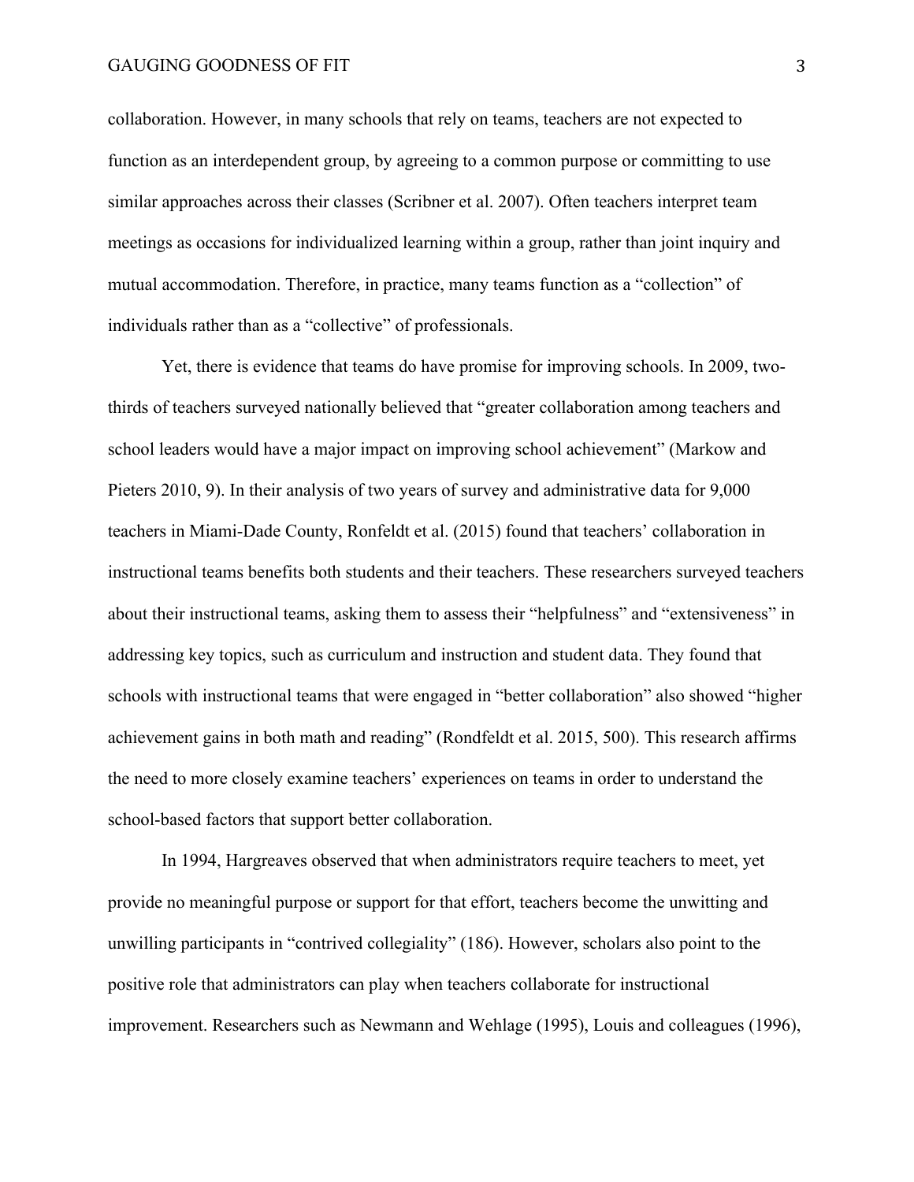collaboration. However, in many schools that rely on teams, teachers are not expected to function as an interdependent group, by agreeing to a common purpose or committing to use similar approaches across their classes (Scribner et al. 2007). Often teachers interpret team meetings as occasions for individualized learning within a group, rather than joint inquiry and mutual accommodation. Therefore, in practice, many teams function as a "collection" of individuals rather than as a "collective" of professionals.

Yet, there is evidence that teams do have promise for improving schools. In 2009, two-thirds of teachers surveyed nationally believed that "greater collaboration among teachers and school leaders would have a major impact on improving school achievement" (Markow and Pieters 2010, 9). In their analysis of two years of survey and administrative data for 9,000 teachers in Miami-Dade County, Ronfeldt et al. (2015) found that teachers' collaboration in instructional teams benefits both students and their teachers. These researchers surveyed teachers about their instructional teams, asking them to assess their "helpfulness" and "extensiveness" in addressing key topics, such as curriculum and instruction and student data. They found that schools with instructional teams that were engaged in "better collaboration" also showed "higher achievement gains in both math and reading" (Rondfeldt et al. 2015, 500). This research affirms the need to more closely examine teachers' experiences on teams in order to understand the school-based factors that support better collaboration.

In 1994, Hargreaves observed that when administrators require teachers to meet, yet provide no meaningful purpose or support for that effort, teachers become the unwitting and unwilling participants in "contrived collegiality" (186). However, scholars also point to the positive role that administrators can play when teachers collaborate for instructional improvement. Researchers such as Newmann and Wehlage (1995), Louis and colleagues (1996),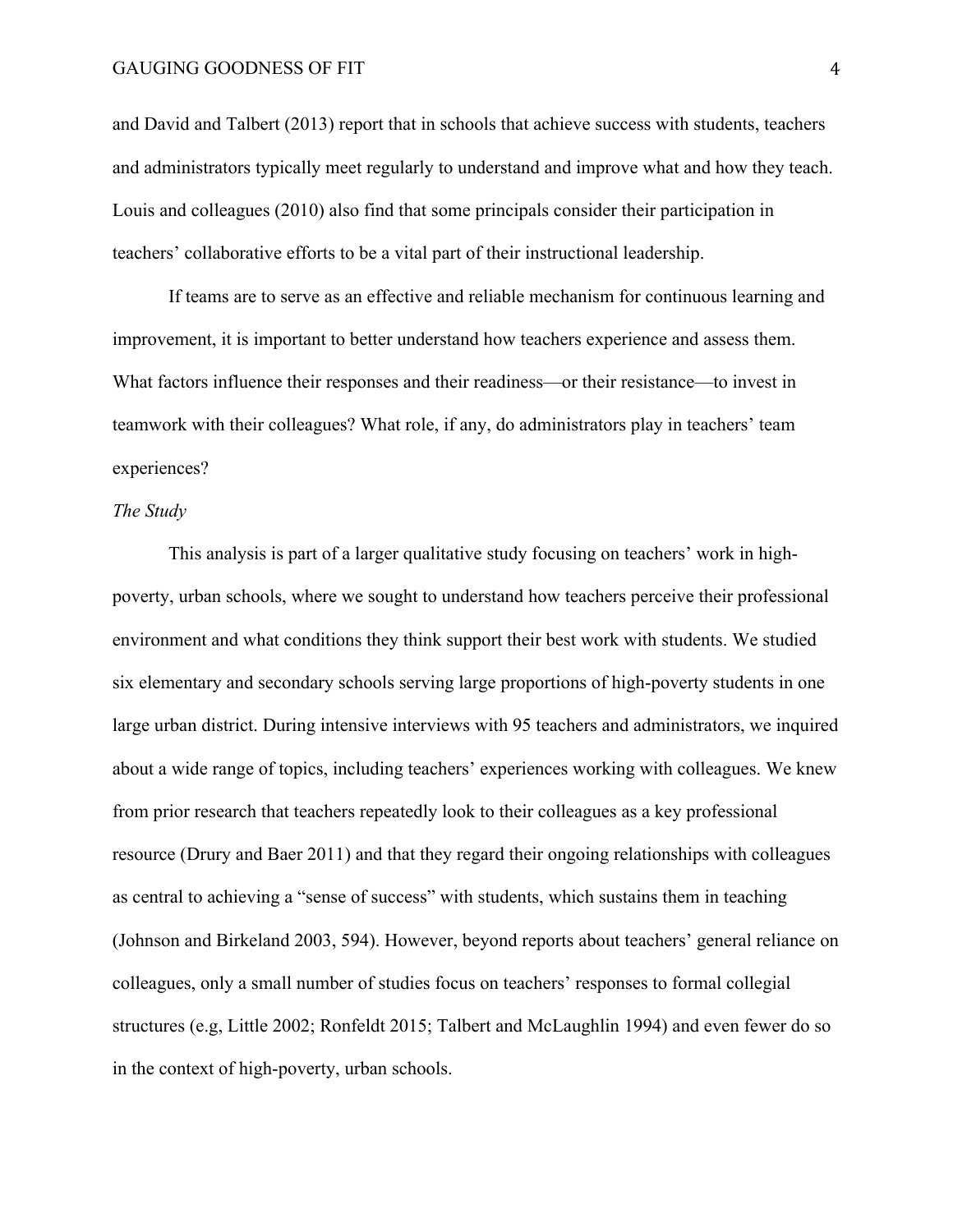and David and Talbert (2013) report that in schools that achieve success with students, teachers and administrators typically meet regularly to understand and improve what and how they teach. Louis and colleagues (2010) also find that some principals consider their participation in teachers' collaborative efforts to be a vital part of their instructional leadership.

If teams are to serve as an effective and reliable mechanism for continuous learning and improvement, it is important to better understand how teachers experience and assess them. What factors influence their responses and their readiness—or their resistance—to invest in teamwork with their colleagues? What role, if any, do administrators play in teachers' team experiences?

*The Study*

This analysis is part of a larger qualitative study focusing on teachers' work in high-poverty, urban schools, where we sought to understand how teachers perceive their professional environment and what conditions they think support their best work with students. We studied six elementary and secondary schools serving large proportions of high-poverty students in one large urban district. During intensive interviews with 95 teachers and administrators, we inquired about a wide range of topics, including teachers' experiences working with colleagues. We knew from prior research that teachers repeatedly look to their colleagues as a key professional resource (Drury and Baer 2011) and that they regard their ongoing relationships with colleagues as central to achieving a "sense of success" with students, which sustains them in teaching (Johnson and Birkeland 2003, 594). However, beyond reports about teachers' general reliance on colleagues, only a small number of studies focus on teachers' responses to formal collegial structures (e.g, Little 2002; Ronfeldt 2015; Talbert and McLaughlin 1994) and even fewer do so in the context of high-poverty, urban schools.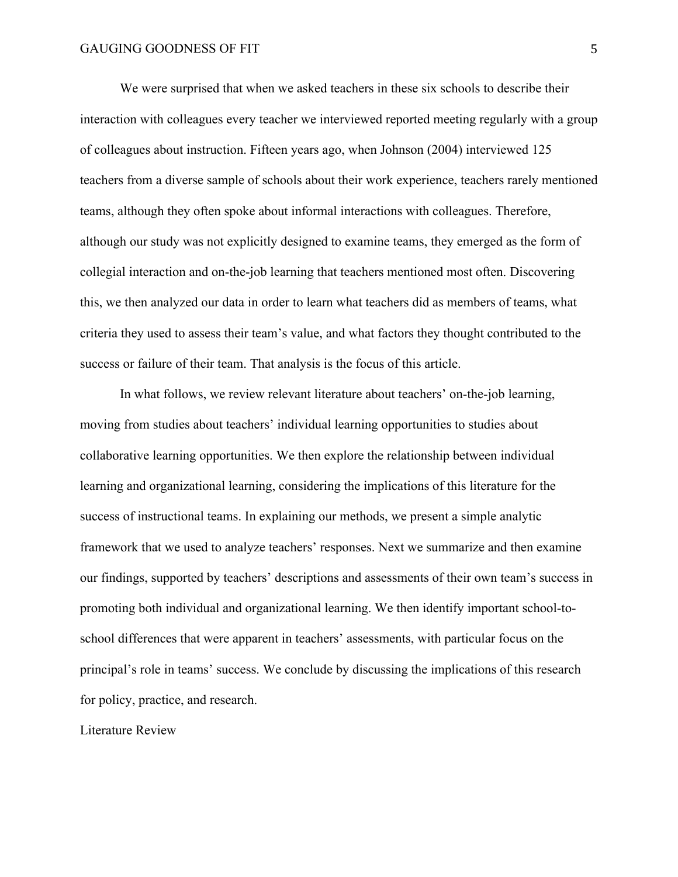We were surprised that when we asked teachers in these six schools to describe their interaction with colleagues every teacher we interviewed reported meeting regularly with a group of colleagues about instruction. Fifteen years ago, when Johnson (2004) interviewed 125 teachers from a diverse sample of schools about their work experience, teachers rarely mentioned teams, although they often spoke about informal interactions with colleagues. Therefore, although our study was not explicitly designed to examine teams, they emerged as the form of collegial interaction and on-the-job learning that teachers mentioned most often. Discovering this, we then analyzed our data in order to learn what teachers did as members of teams, what criteria they used to assess their team's value, and what factors they thought contributed to the success or failure of their team. That analysis is the focus of this article.

In what follows, we review relevant literature about teachers' on-the-job learning, moving from studies about teachers' individual learning opportunities to studies about collaborative learning opportunities. We then explore the relationship between individual learning and organizational learning, considering the implications of this literature for the success of instructional teams. In explaining our methods, we present a simple analytic framework that we used to analyze teachers' responses. Next we summarize and then examine our findings, supported by teachers' descriptions and assessments of their own team's success in promoting both individual and organizational learning. We then identify important school-to-school differences that were apparent in teachers' assessments, with particular focus on the principal's role in teams' success. We conclude by discussing the implications of this research for policy, practice, and research.

## Literature Review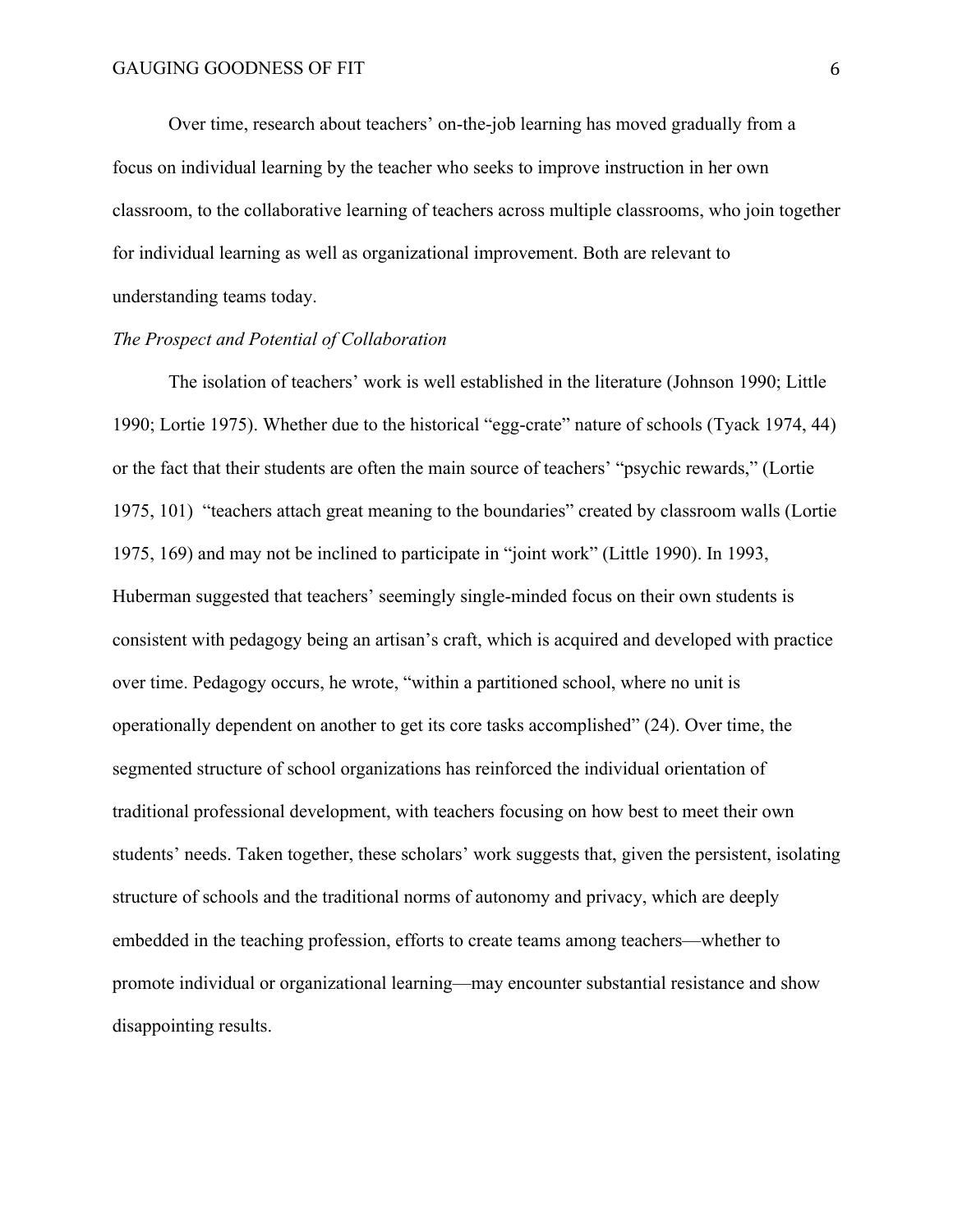Over time, research about teachers' on-the-job learning has moved gradually from a focus on individual learning by the teacher who seeks to improve instruction in her own classroom, to the collaborative learning of teachers across multiple classrooms, who join together for individual learning as well as organizational improvement. Both are relevant to understanding teams today.

*The Prospect and Potential of Collaboration*

The isolation of teachers' work is well established in the literature (Johnson 1990; Little 1990; Lortie 1975). Whether due to the historical "egg-crate" nature of schools (Tyack 1974, 44) or the fact that their students are often the main source of teachers' "psychic rewards," (Lortie 1975, 101) "teachers attach great meaning to the boundaries" created by classroom walls (Lortie 1975, 169) and may not be inclined to participate in "joint work" (Little 1990). In 1993, Huberman suggested that teachers' seemingly single-minded focus on their own students is consistent with pedagogy being an artisan's craft, which is acquired and developed with practice over time. Pedagogy occurs, he wrote, "within a partitioned school, where no unit is operationally dependent on another to get its core tasks accomplished" (24). Over time, the segmented structure of school organizations has reinforced the individual orientation of traditional professional development, with teachers focusing on how best to meet their own students' needs. Taken together, these scholars' work suggests that, given the persistent, isolating structure of schools and the traditional norms of autonomy and privacy, which are deeply embedded in the teaching profession, efforts to create teams among teachers—whether to promote individual or organizational learning—may encounter substantial resistance and show disappointing results.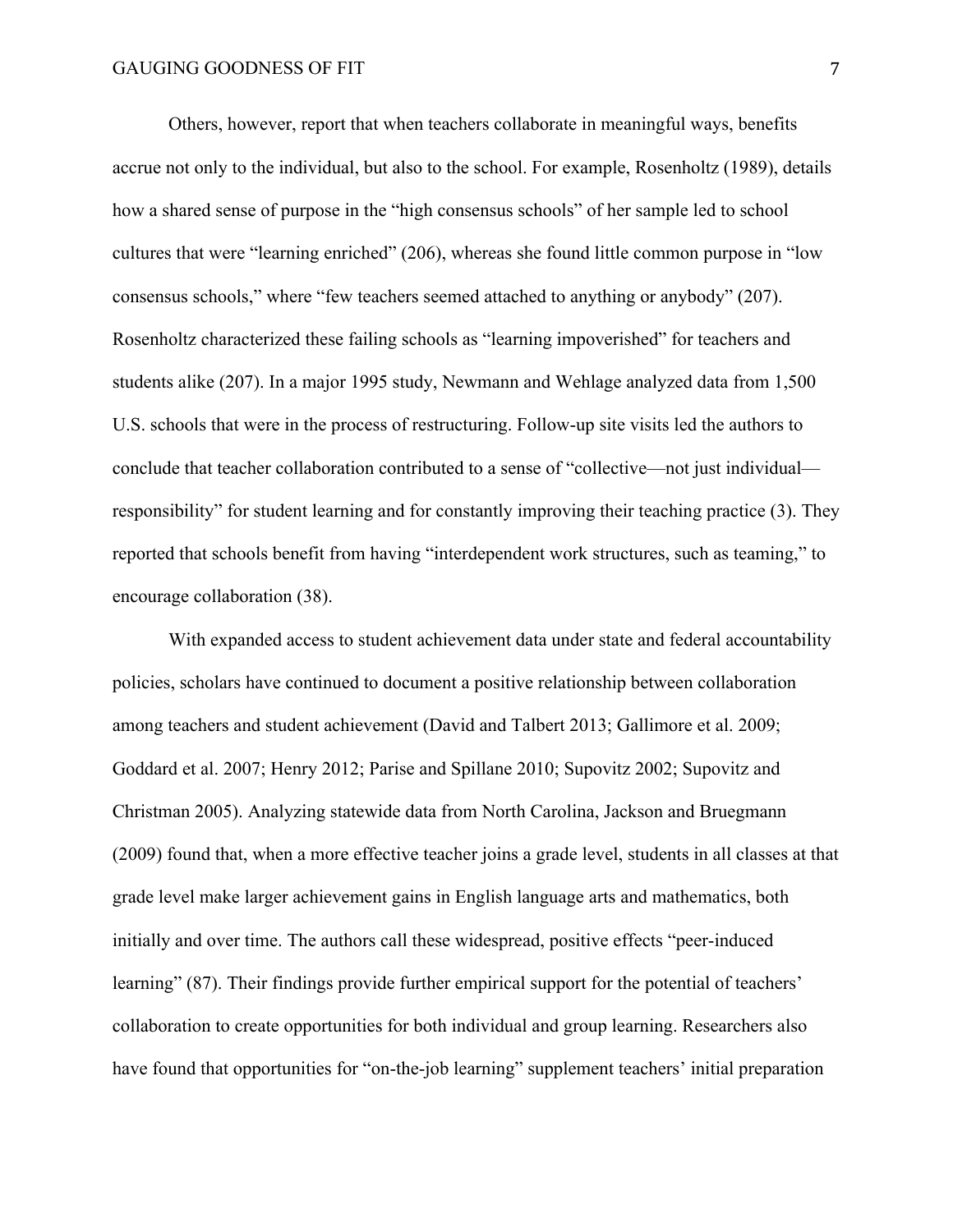Others, however, report that when teachers collaborate in meaningful ways, benefits accrue not only to the individual, but also to the school. For example, Rosenholtz (1989), details how a shared sense of purpose in the "high consensus schools" of her sample led to school cultures that were "learning enriched" (206), whereas she found little common purpose in "low consensus schools," where "few teachers seemed attached to anything or anybody" (207). Rosenholtz characterized these failing schools as "learning impoverished" for teachers and students alike (207). In a major 1995 study, Newmann and Wehlage analyzed data from 1,500 U.S. schools that were in the process of restructuring. Follow-up site visits led the authors to conclude that teacher collaboration contributed to a sense of "collective—not just individual—responsibility" for student learning and for constantly improving their teaching practice (3). They reported that schools benefit from having "interdependent work structures, such as teaming," to encourage collaboration (38).

With expanded access to student achievement data under state and federal accountability policies, scholars have continued to document a positive relationship between collaboration among teachers and student achievement (David and Talbert 2013; Gallimore et al. 2009; Goddard et al. 2007; Henry 2012; Parise and Spillane 2010; Supovitz 2002; Supovitz and Christman 2005). Analyzing statewide data from North Carolina, Jackson and Bruegmann (2009) found that, when a more effective teacher joins a grade level, students in all classes at that grade level make larger achievement gains in English language arts and mathematics, both initially and over time. The authors call these widespread, positive effects "peer-induced learning" (87). Their findings provide further empirical support for the potential of teachers' collaboration to create opportunities for both individual and group learning. Researchers also have found that opportunities for "on-the-job learning" supplement teachers' initial preparation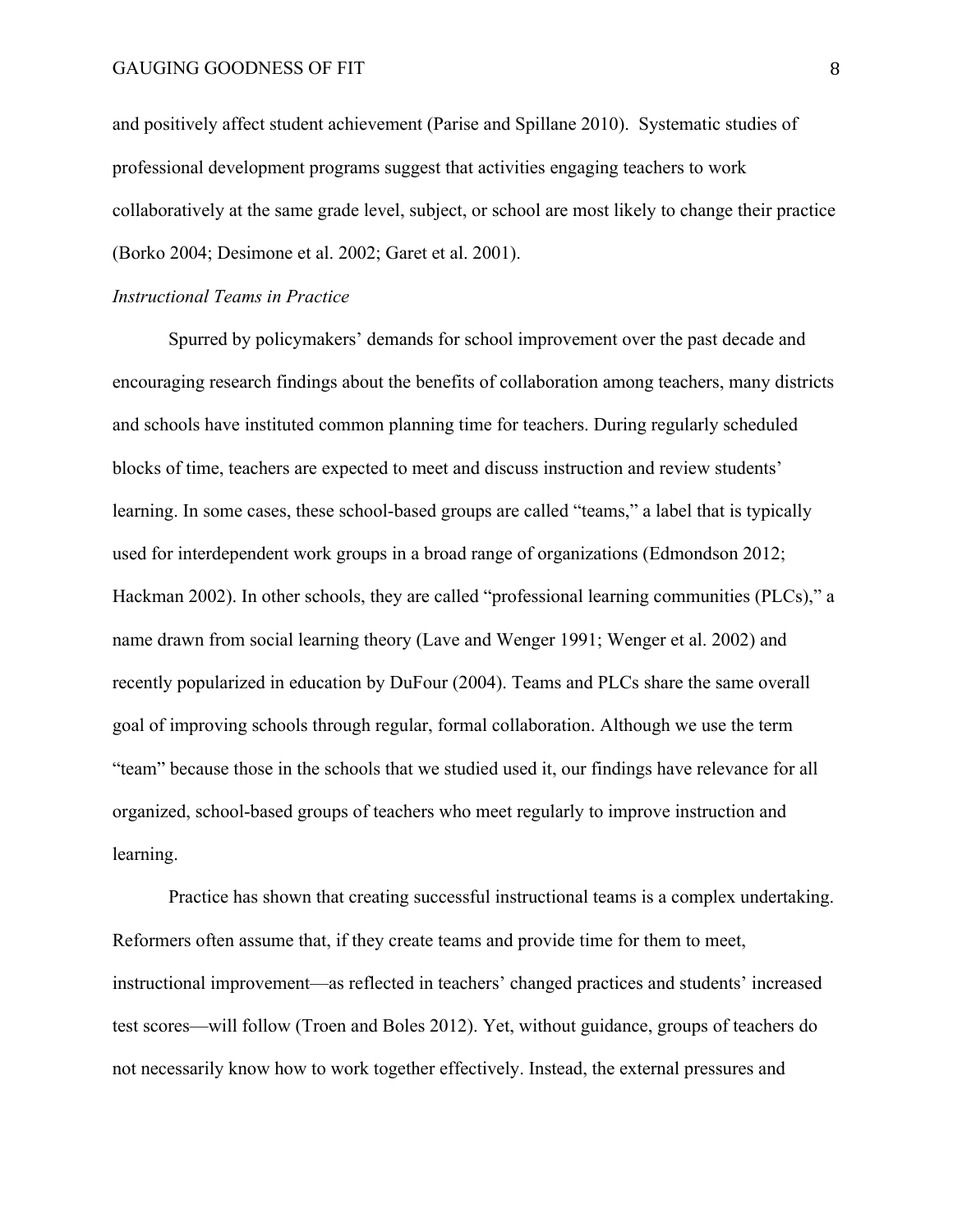and positively affect student achievement (Parise and Spillane 2010). Systematic studies of professional development programs suggest that activities engaging teachers to work collaboratively at the same grade level, subject, or school are most likely to change their practice (Borko 2004; Desimone et al. 2002; Garet et al. 2001).

*Instructional Teams in Practice*

Spurred by policymakers' demands for school improvement over the past decade and encouraging research findings about the benefits of collaboration among teachers, many districts and schools have instituted common planning time for teachers. During regularly scheduled blocks of time, teachers are expected to meet and discuss instruction and review students' learning. In some cases, these school-based groups are called "teams," a label that is typically used for interdependent work groups in a broad range of organizations (Edmondson 2012; Hackman 2002). In other schools, they are called "professional learning communities (PLCs)," a name drawn from social learning theory (Lave and Wenger 1991; Wenger et al. 2002) and recently popularized in education by DuFour (2004). Teams and PLCs share the same overall goal of improving schools through regular, formal collaboration. Although we use the term "team" because those in the schools that we studied used it, our findings have relevance for all organized, school-based groups of teachers who meet regularly to improve instruction and learning.

Practice has shown that creating successful instructional teams is a complex undertaking. Reformers often assume that, if they create teams and provide time for them to meet, instructional improvement—as reflected in teachers' changed practices and students' increased test scores—will follow (Troen and Boles 2012). Yet, without guidance, groups of teachers do not necessarily know how to work together effectively. Instead, the external pressures and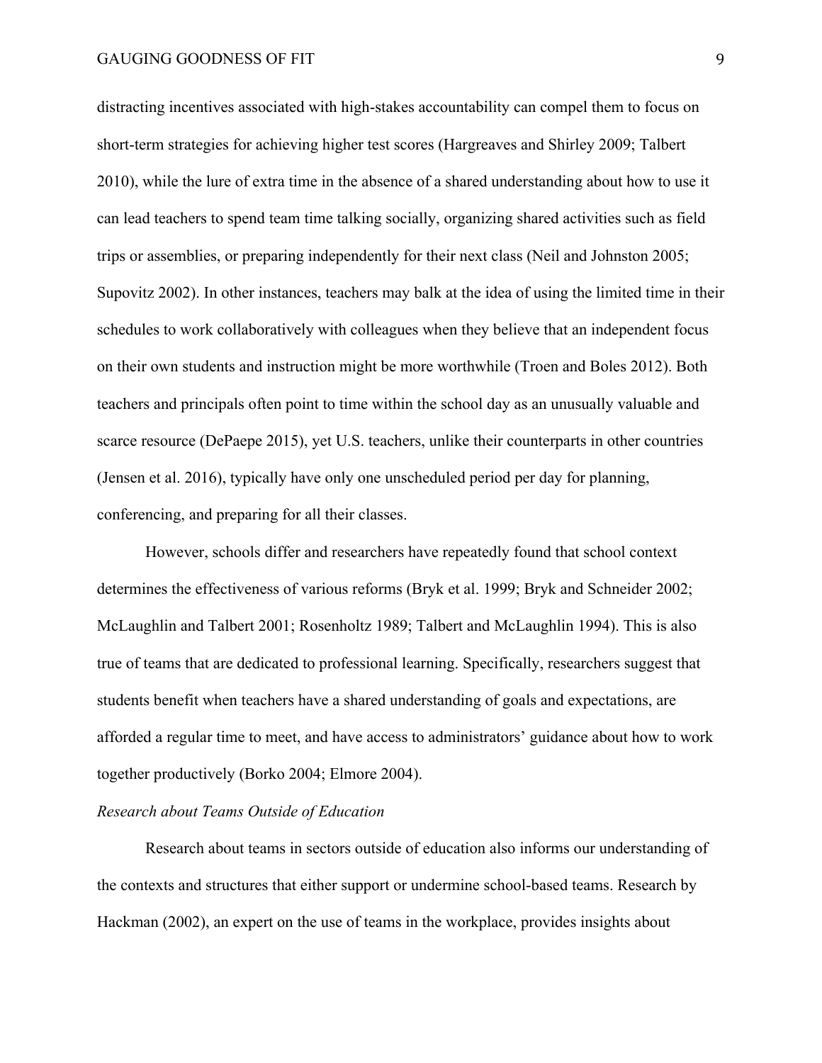distracting incentives associated with high-stakes accountability can compel them to focus on short-term strategies for achieving higher test scores (Hargreaves and Shirley 2009; Talbert 2010), while the lure of extra time in the absence of a shared understanding about how to use it can lead teachers to spend team time talking socially, organizing shared activities such as field trips or assemblies, or preparing independently for their next class (Neil and Johnston 2005; Supovitz 2002). In other instances, teachers may balk at the idea of using the limited time in their schedules to work collaboratively with colleagues when they believe that an independent focus on their own students and instruction might be more worthwhile (Troen and Boles 2012). Both teachers and principals often point to time within the school day as an unusually valuable and scarce resource (DePaepe 2015), yet U.S. teachers, unlike their counterparts in other countries (Jensen et al. 2016), typically have only one unscheduled period per day for planning, conferencing, and preparing for all their classes.

However, schools differ and researchers have repeatedly found that school context determines the effectiveness of various reforms (Bryk et al. 1999; Bryk and Schneider 2002; McLaughlin and Talbert 2001; Rosenholtz 1989; Talbert and McLaughlin 1994). This is also true of teams that are dedicated to professional learning. Specifically, researchers suggest that students benefit when teachers have a shared understanding of goals and expectations, are afforded a regular time to meet, and have access to administrators' guidance about how to work together productively (Borko 2004; Elmore 2004).

### *Research about Teams Outside of Education*

Research about teams in sectors outside of education also informs our understanding of the contexts and structures that either support or undermine school-based teams. Research by Hackman (2002), an expert on the use of teams in the workplace, provides insights about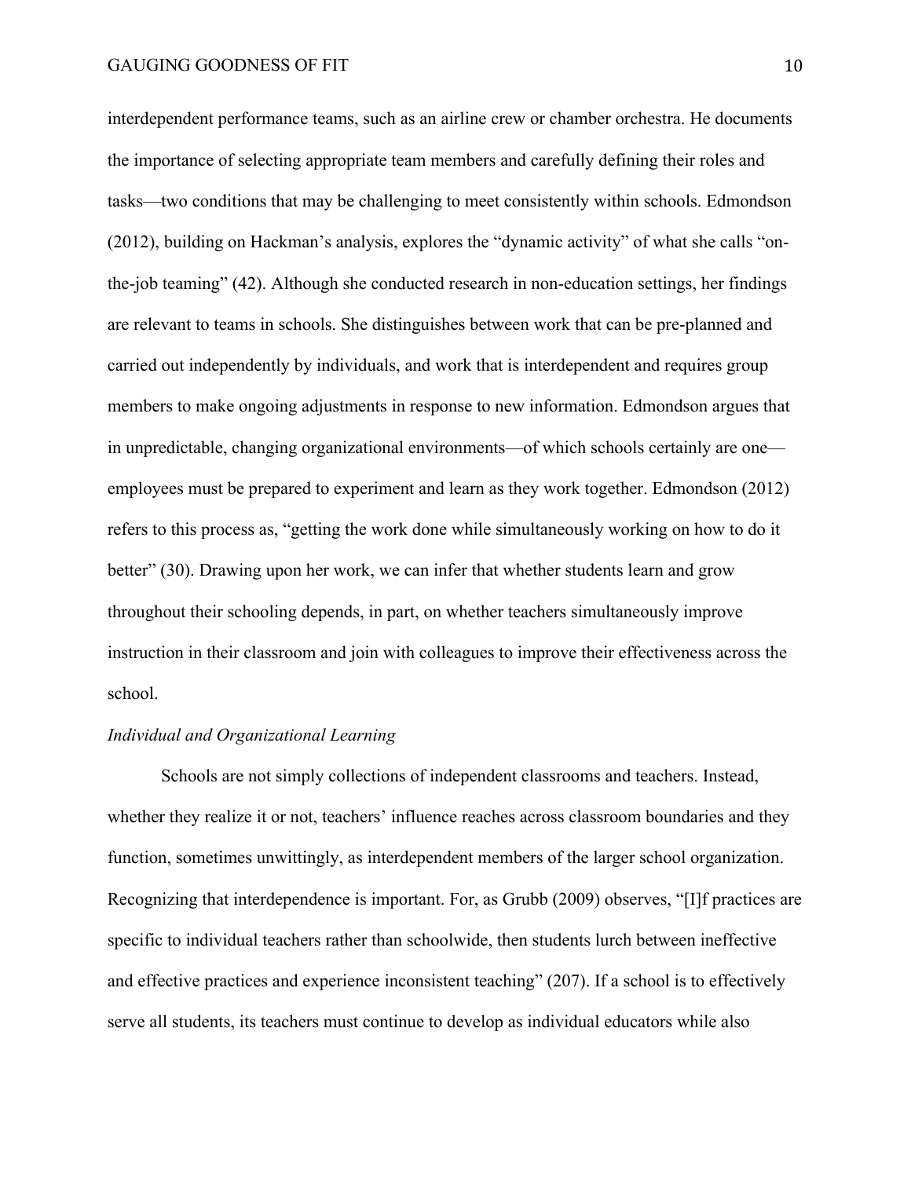interdependent performance teams, such as an airline crew or chamber orchestra. He documents the importance of selecting appropriate team members and carefully defining their roles and tasks—two conditions that may be challenging to meet consistently within schools. Edmondson (2012), building on Hackman's analysis, explores the "dynamic activity" of what she calls "on-the-job teaming" (42). Although she conducted research in non-education settings, her findings are relevant to teams in schools. She distinguishes between work that can be pre-planned and carried out independently by individuals, and work that is interdependent and requires group members to make ongoing adjustments in response to new information. Edmondson argues that in unpredictable, changing organizational environments—of which schools certainly are one—employees must be prepared to experiment and learn as they work together. Edmondson (2012) refers to this process as, "getting the work done while simultaneously working on how to do it better" (30). Drawing upon her work, we can infer that whether students learn and grow throughout their schooling depends, in part, on whether teachers simultaneously improve instruction in their classroom and join with colleagues to improve their effectiveness across the school.

*Individual and Organizational Learning*

Schools are not simply collections of independent classrooms and teachers. Instead, whether they realize it or not, teachers' influence reaches across classroom boundaries and they function, sometimes unwittingly, as interdependent members of the larger school organization. Recognizing that interdependence is important. For, as Grubb (2009) observes, "[I]f practices are specific to individual teachers rather than schoolwide, then students lurch between ineffective and effective practices and experience inconsistent teaching" (207). If a school is to effectively serve all students, its teachers must continue to develop as individual educators while also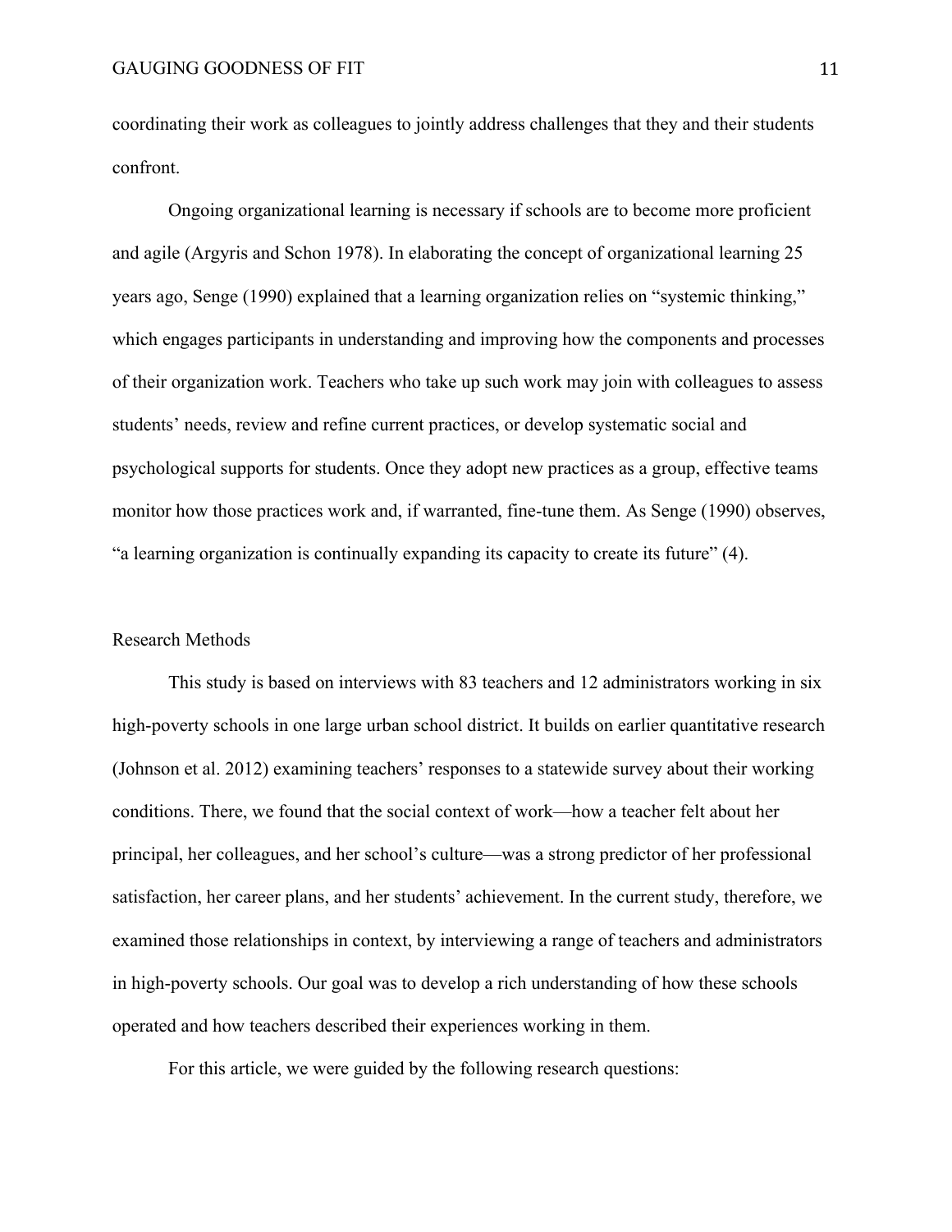coordinating their work as colleagues to jointly address challenges that they and their students confront.

Ongoing organizational learning is necessary if schools are to become more proficient and agile (Argyris and Schon 1978). In elaborating the concept of organizational learning 25 years ago, Senge (1990) explained that a learning organization relies on "systemic thinking," which engages participants in understanding and improving how the components and processes of their organization work. Teachers who take up such work may join with colleagues to assess students' needs, review and refine current practices, or develop systematic social and psychological supports for students. Once they adopt new practices as a group, effective teams monitor how those practices work and, if warranted, fine-tune them. As Senge (1990) observes, "a learning organization is continually expanding its capacity to create its future" (4).

## Research Methods

This study is based on interviews with 83 teachers and 12 administrators working in six high-poverty schools in one large urban school district. It builds on earlier quantitative research (Johnson et al. 2012) examining teachers' responses to a statewide survey about their working conditions. There, we found that the social context of work—how a teacher felt about her principal, her colleagues, and her school's culture—was a strong predictor of her professional satisfaction, her career plans, and her students' achievement. In the current study, therefore, we examined those relationships in context, by interviewing a range of teachers and administrators in high-poverty schools. Our goal was to develop a rich understanding of how these schools operated and how teachers described their experiences working in them.

For this article, we were guided by the following research questions: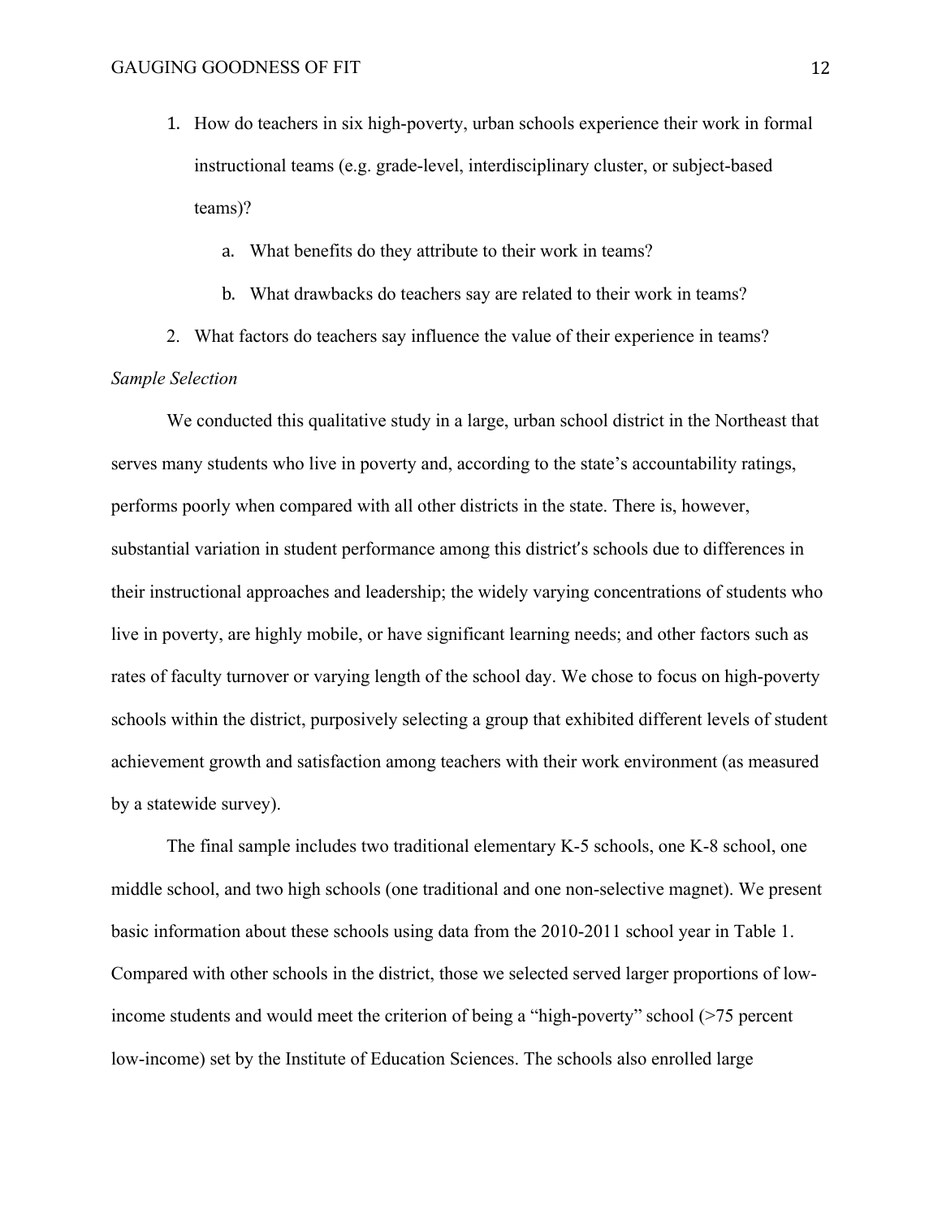1. How do teachers in six high-poverty, urban schools experience their work in formal instructional teams (e.g. grade-level, interdisciplinary cluster, or subject-based teams)?
    a. What benefits do they attribute to their work in teams?
    b. What drawbacks do teachers say are related to their work in teams?
2. What factors do teachers say influence the value of their experience in teams?

*Sample Selection*

We conducted this qualitative study in a large, urban school district in the Northeast that serves many students who live in poverty and, according to the state's accountability ratings, performs poorly when compared with all other districts in the state. There is, however, substantial variation in student performance among this district′s schools due to differences in their instructional approaches and leadership; the widely varying concentrations of students who live in poverty, are highly mobile, or have significant learning needs; and other factors such as rates of faculty turnover or varying length of the school day. We chose to focus on high-poverty schools within the district, purposively selecting a group that exhibited different levels of student achievement growth and satisfaction among teachers with their work environment (as measured by a statewide survey).

The final sample includes two traditional elementary K-5 schools, one K-8 school, one middle school, and two high schools (one traditional and one non-selective magnet). We present basic information about these schools using data from the 2010-2011 school year in Table 1. Compared with other schools in the district, those we selected served larger proportions of low-income students and would meet the criterion of being a "high-poverty" school (>75 percent low-income) set by the Institute of Education Sciences. The schools also enrolled large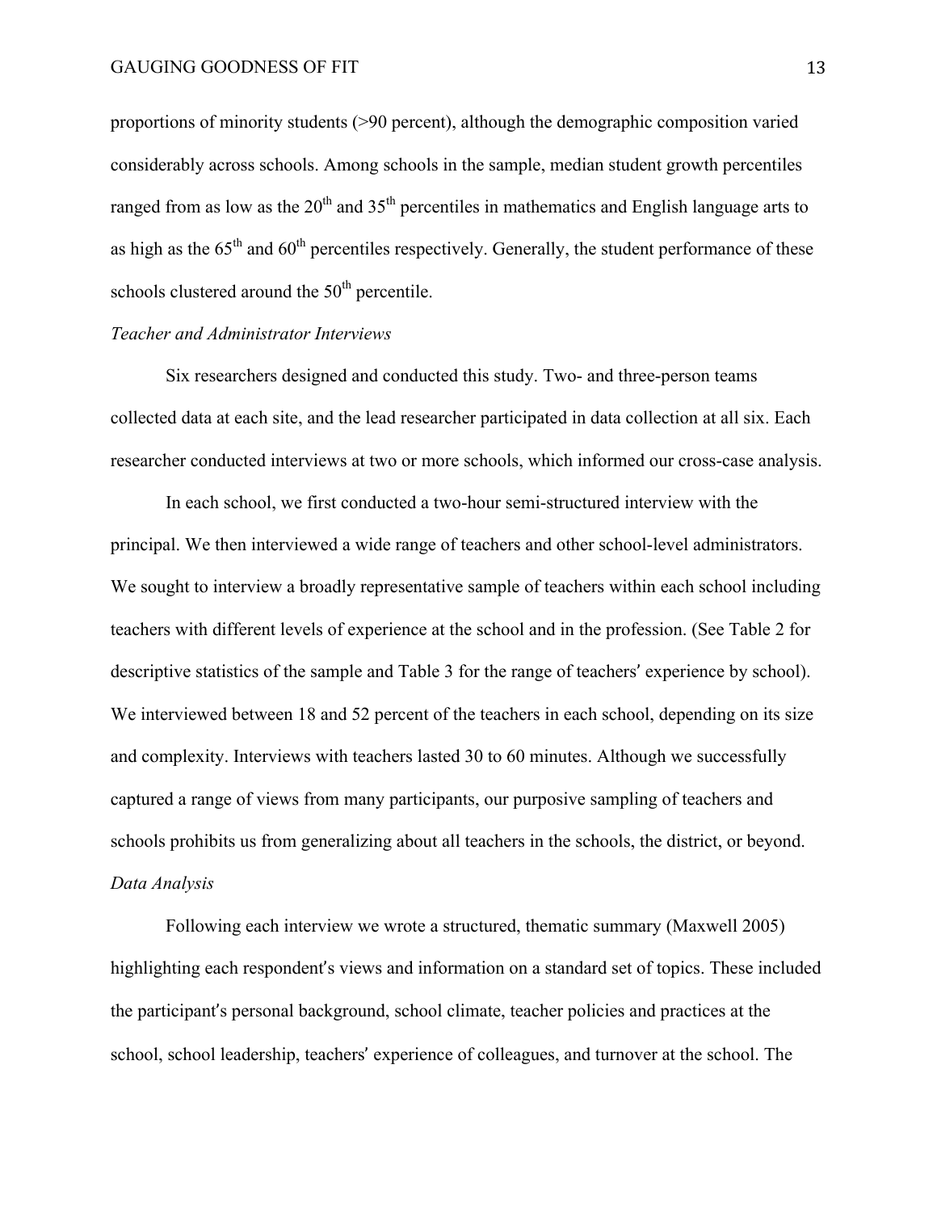proportions of minority students (>90 percent), although the demographic composition varied considerably across schools. Among schools in the sample, median student growth percentiles ranged from as low as the 20th and 35th percentiles in mathematics and English language arts to as high as the 65th and 60th percentiles respectively. Generally, the student performance of these schools clustered around the 50th percentile.

*Teacher and Administrator Interviews*

Six researchers designed and conducted this study. Two- and three-person teams collected data at each site, and the lead researcher participated in data collection at all six. Each researcher conducted interviews at two or more schools, which informed our cross-case analysis.

In each school, we first conducted a two-hour semi-structured interview with the principal. We then interviewed a wide range of teachers and other school-level administrators. We sought to interview a broadly representative sample of teachers within each school including teachers with different levels of experience at the school and in the profession. (See Table 2 for descriptive statistics of the sample and Table 3 for the range of teachers′ experience by school). We interviewed between 18 and 52 percent of the teachers in each school, depending on its size and complexity. Interviews with teachers lasted 30 to 60 minutes. Although we successfully captured a range of views from many participants, our purposive sampling of teachers and schools prohibits us from generalizing about all teachers in the schools, the district, or beyond.

*Data Analysis*

Following each interview we wrote a structured, thematic summary (Maxwell 2005) highlighting each respondent′s views and information on a standard set of topics. These included the participant′s personal background, school climate, teacher policies and practices at the school, school leadership, teachers′ experience of colleagues, and turnover at the school. The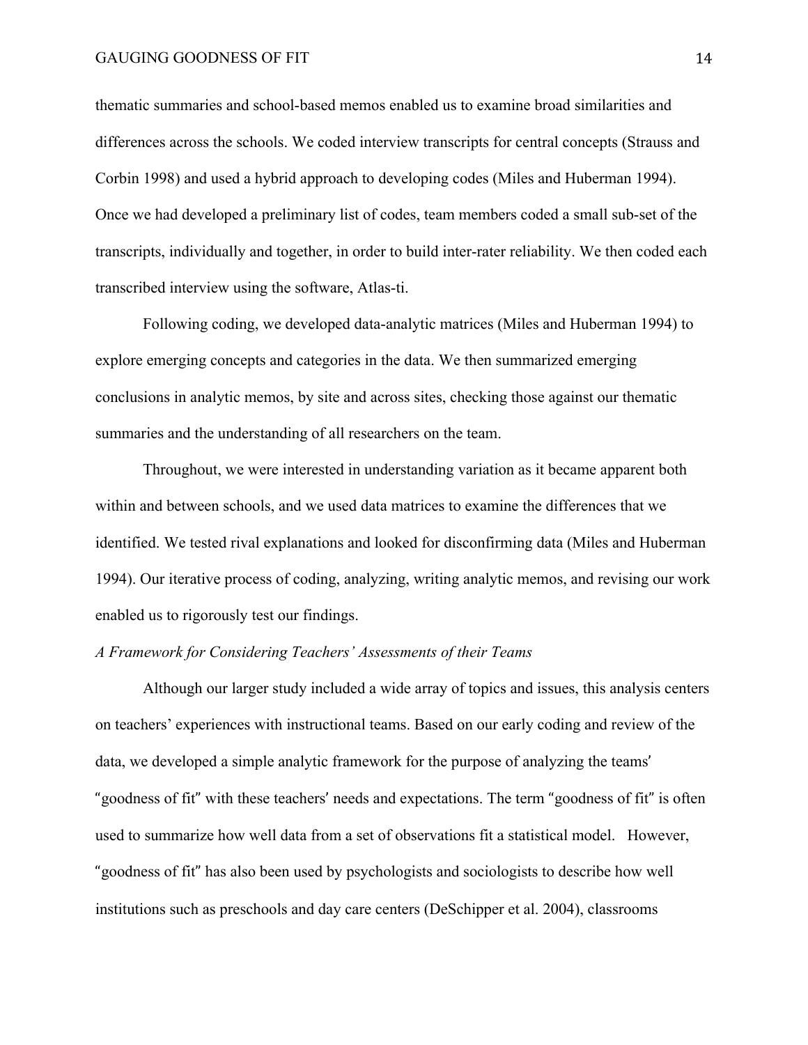thematic summaries and school-based memos enabled us to examine broad similarities and differences across the schools. We coded interview transcripts for central concepts (Strauss and Corbin 1998) and used a hybrid approach to developing codes (Miles and Huberman 1994). Once we had developed a preliminary list of codes, team members coded a small sub-set of the transcripts, individually and together, in order to build inter-rater reliability. We then coded each transcribed interview using the software, Atlas-ti.

Following coding, we developed data-analytic matrices (Miles and Huberman 1994) to explore emerging concepts and categories in the data. We then summarized emerging conclusions in analytic memos, by site and across sites, checking those against our thematic summaries and the understanding of all researchers on the team.

Throughout, we were interested in understanding variation as it became apparent both within and between schools, and we used data matrices to examine the differences that we identified. We tested rival explanations and looked for disconfirming data (Miles and Huberman 1994). Our iterative process of coding, analyzing, writing analytic memos, and revising our work enabled us to rigorously test our findings.

*A Framework for Considering Teachers' Assessments of their Teams*

Although our larger study included a wide array of topics and issues, this analysis centers on teachers' experiences with instructional teams. Based on our early coding and review of the data, we developed a simple analytic framework for the purpose of analyzing the teams' "goodness of fit" with these teachers' needs and expectations. The term "goodness of fit" is often used to summarize how well data from a set of observations fit a statistical model. However, "goodness of fit" has also been used by psychologists and sociologists to describe how well institutions such as preschools and day care centers (DeSchipper et al. 2004), classrooms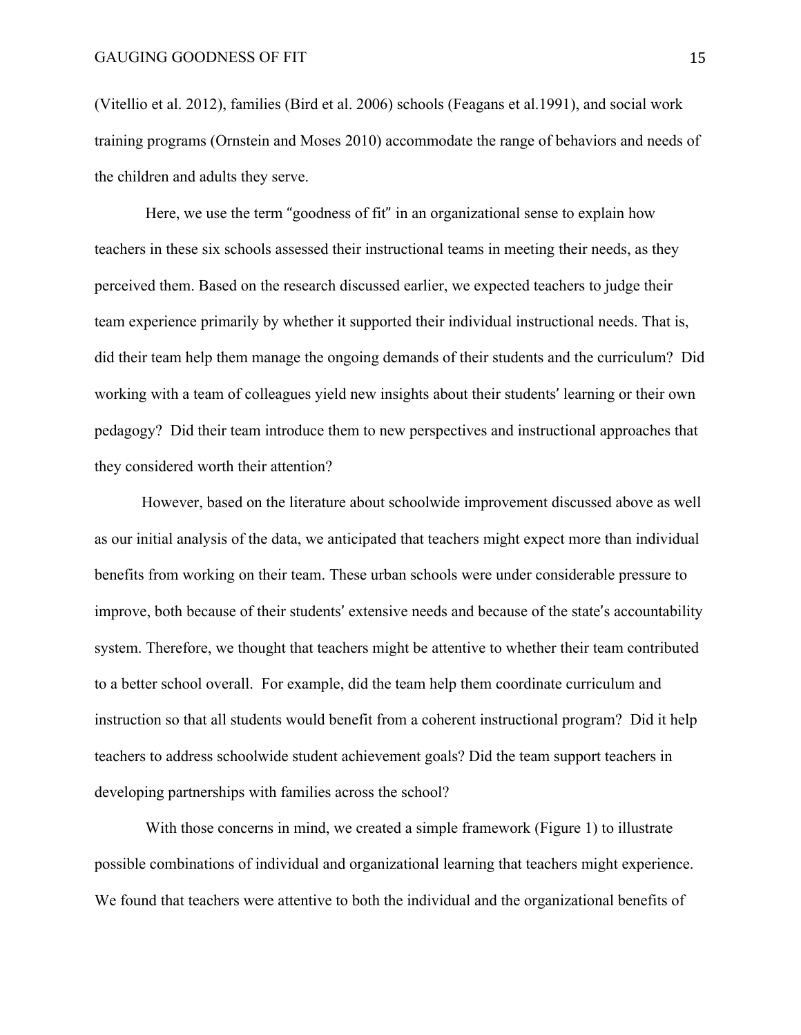(Vitellio et al. 2012), families (Bird et al. 2006) schools (Feagans et al.1991), and social work training programs (Ornstein and Moses 2010) accommodate the range of behaviors and needs of the children and adults they serve.

Here, we use the term "goodness of fit" in an organizational sense to explain how teachers in these six schools assessed their instructional teams in meeting their needs, as they perceived them. Based on the research discussed earlier, we expected teachers to judge their team experience primarily by whether it supported their individual instructional needs. That is, did their team help them manage the ongoing demands of their students and the curriculum? Did working with a team of colleagues yield new insights about their students' learning or their own pedagogy? Did their team introduce them to new perspectives and instructional approaches that they considered worth their attention?

However, based on the literature about schoolwide improvement discussed above as well as our initial analysis of the data, we anticipated that teachers might expect more than individual benefits from working on their team. These urban schools were under considerable pressure to improve, both because of their students' extensive needs and because of the state's accountability system. Therefore, we thought that teachers might be attentive to whether their team contributed to a better school overall. For example, did the team help them coordinate curriculum and instruction so that all students would benefit from a coherent instructional program? Did it help teachers to address schoolwide student achievement goals? Did the team support teachers in developing partnerships with families across the school?

With those concerns in mind, we created a simple framework (Figure 1) to illustrate possible combinations of individual and organizational learning that teachers might experience. We found that teachers were attentive to both the individual and the organizational benefits of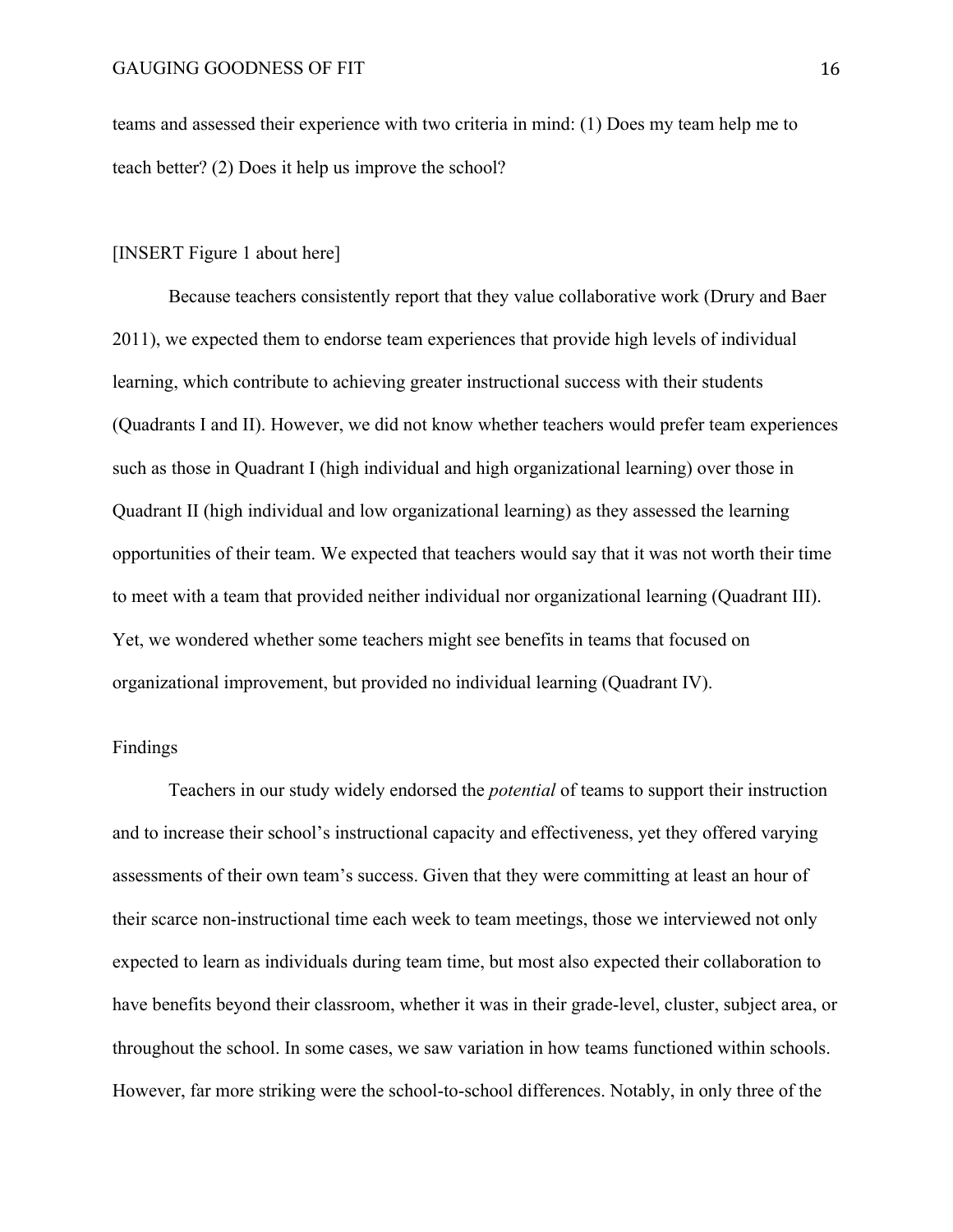teams and assessed their experience with two criteria in mind: (1) Does my team help me to teach better? (2) Does it help us improve the school?

[INSERT Figure 1 about here]

Because teachers consistently report that they value collaborative work (Drury and Baer 2011), we expected them to endorse team experiences that provide high levels of individual learning, which contribute to achieving greater instructional success with their students (Quadrants I and II). However, we did not know whether teachers would prefer team experiences such as those in Quadrant I (high individual and high organizational learning) over those in Quadrant II (high individual and low organizational learning) as they assessed the learning opportunities of their team. We expected that teachers would say that it was not worth their time to meet with a team that provided neither individual nor organizational learning (Quadrant III). Yet, we wondered whether some teachers might see benefits in teams that focused on organizational improvement, but provided no individual learning (Quadrant IV).

## Findings

Teachers in our study widely endorsed the *potential* of teams to support their instruction and to increase their school's instructional capacity and effectiveness, yet they offered varying assessments of their own team's success. Given that they were committing at least an hour of their scarce non-instructional time each week to team meetings, those we interviewed not only expected to learn as individuals during team time, but most also expected their collaboration to have benefits beyond their classroom, whether it was in their grade-level, cluster, subject area, or throughout the school. In some cases, we saw variation in how teams functioned within schools. However, far more striking were the school-to-school differences. Notably, in only three of the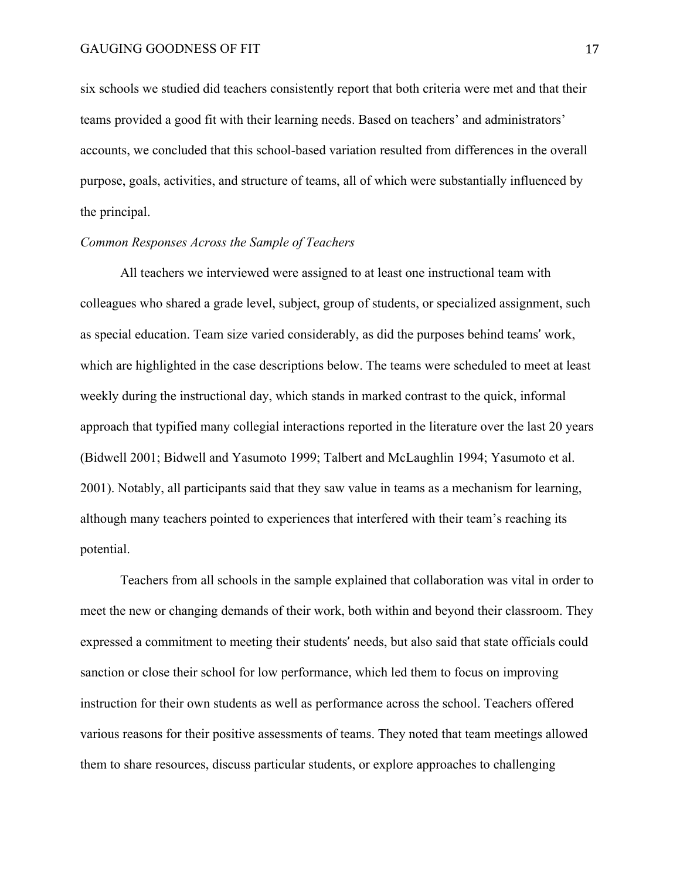six schools we studied did teachers consistently report that both criteria were met and that their teams provided a good fit with their learning needs. Based on teachers' and administrators' accounts, we concluded that this school-based variation resulted from differences in the overall purpose, goals, activities, and structure of teams, all of which were substantially influenced by the principal.

*Common Responses Across the Sample of Teachers*

All teachers we interviewed were assigned to at least one instructional team with colleagues who shared a grade level, subject, group of students, or specialized assignment, such as special education. Team size varied considerably, as did the purposes behind teams′ work, which are highlighted in the case descriptions below. The teams were scheduled to meet at least weekly during the instructional day, which stands in marked contrast to the quick, informal approach that typified many collegial interactions reported in the literature over the last 20 years (Bidwell 2001; Bidwell and Yasumoto 1999; Talbert and McLaughlin 1994; Yasumoto et al. 2001). Notably, all participants said that they saw value in teams as a mechanism for learning, although many teachers pointed to experiences that interfered with their team's reaching its potential.

Teachers from all schools in the sample explained that collaboration was vital in order to meet the new or changing demands of their work, both within and beyond their classroom. They expressed a commitment to meeting their students′ needs, but also said that state officials could sanction or close their school for low performance, which led them to focus on improving instruction for their own students as well as performance across the school. Teachers offered various reasons for their positive assessments of teams. They noted that team meetings allowed them to share resources, discuss particular students, or explore approaches to challenging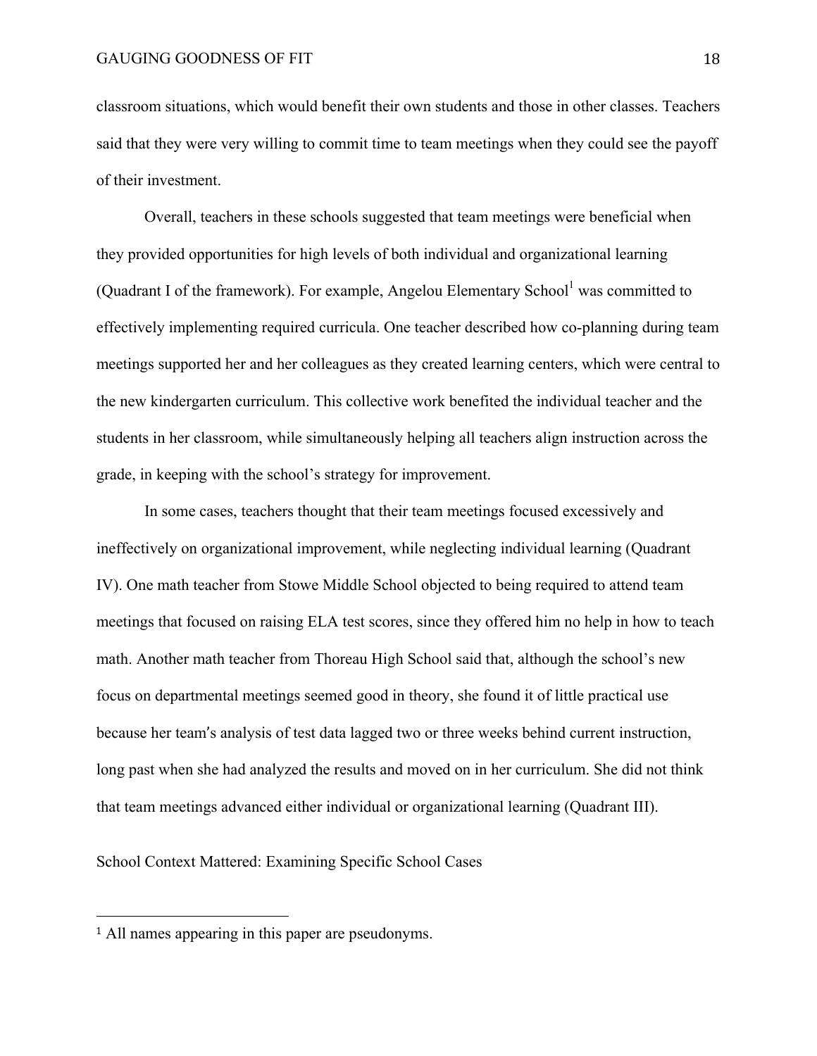classroom situations, which would benefit their own students and those in other classes. Teachers said that they were very willing to commit time to team meetings when they could see the payoff of their investment.

Overall, teachers in these schools suggested that team meetings were beneficial when they provided opportunities for high levels of both individual and organizational learning (Quadrant I of the framework). For example, Angelou Elementary School[1] was committed to effectively implementing required curricula. One teacher described how co-planning during team meetings supported her and her colleagues as they created learning centers, which were central to the new kindergarten curriculum. This collective work benefited the individual teacher and the students in her classroom, while simultaneously helping all teachers align instruction across the grade, in keeping with the school's strategy for improvement.

In some cases, teachers thought that their team meetings focused excessively and ineffectively on organizational improvement, while neglecting individual learning (Quadrant IV). One math teacher from Stowe Middle School objected to being required to attend team meetings that focused on raising ELA test scores, since they offered him no help in how to teach math. Another math teacher from Thoreau High School said that, although the school's new focus on departmental meetings seemed good in theory, she found it of little practical use because her team's analysis of test data lagged two or three weeks behind current instruction, long past when she had analyzed the results and moved on in her curriculum. She did not think that team meetings advanced either individual or organizational learning (Quadrant III).

## School Context Mattered: Examining Specific School Cases

[1] All names appearing in this paper are pseudonyms.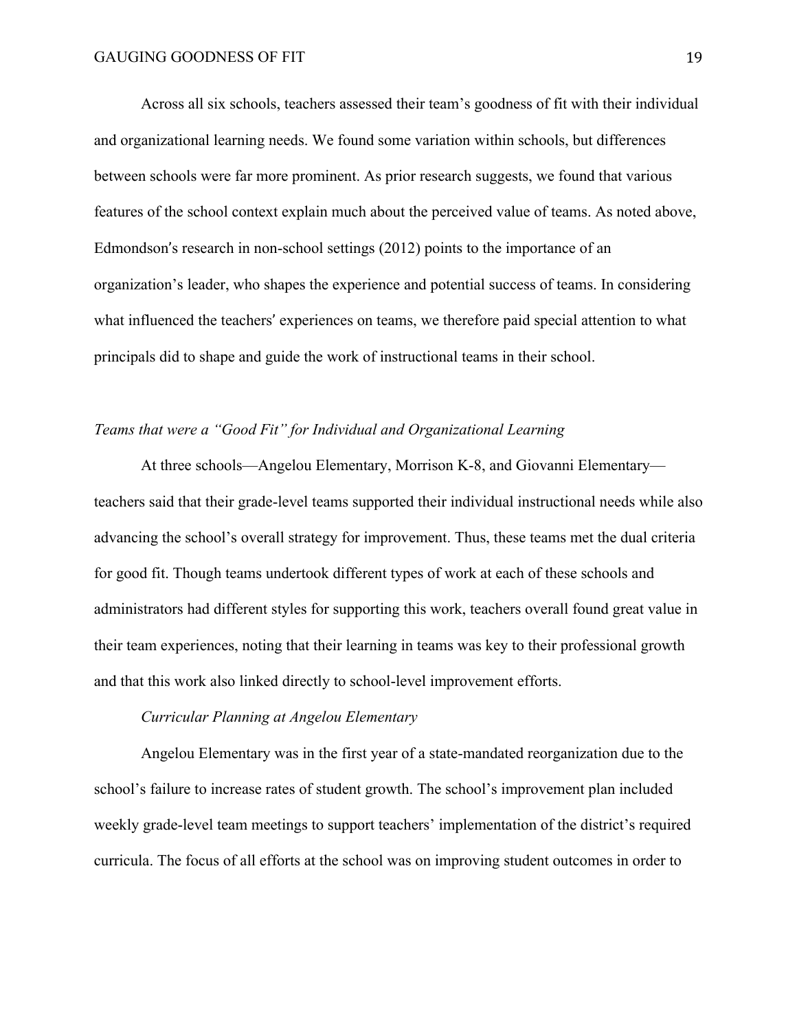Across all six schools, teachers assessed their team's goodness of fit with their individual and organizational learning needs. We found some variation within schools, but differences between schools were far more prominent. As prior research suggests, we found that various features of the school context explain much about the perceived value of teams. As noted above, Edmondson′s research in non-school settings (2012) points to the importance of an organization's leader, who shapes the experience and potential success of teams. In considering what influenced the teachers′ experiences on teams, we therefore paid special attention to what principals did to shape and guide the work of instructional teams in their school.

### *Teams that were a "Good Fit" for Individual and Organizational Learning*

At three schools—Angelou Elementary, Morrison K-8, and Giovanni Elementary—teachers said that their grade-level teams supported their individual instructional needs while also advancing the school's overall strategy for improvement. Thus, these teams met the dual criteria for good fit. Though teams undertook different types of work at each of these schools and administrators had different styles for supporting this work, teachers overall found great value in their team experiences, noting that their learning in teams was key to their professional growth and that this work also linked directly to school-level improvement efforts.

#### *Curricular Planning at Angelou Elementary*

Angelou Elementary was in the first year of a state-mandated reorganization due to the school's failure to increase rates of student growth. The school's improvement plan included weekly grade-level team meetings to support teachers' implementation of the district's required curricula. The focus of all efforts at the school was on improving student outcomes in order to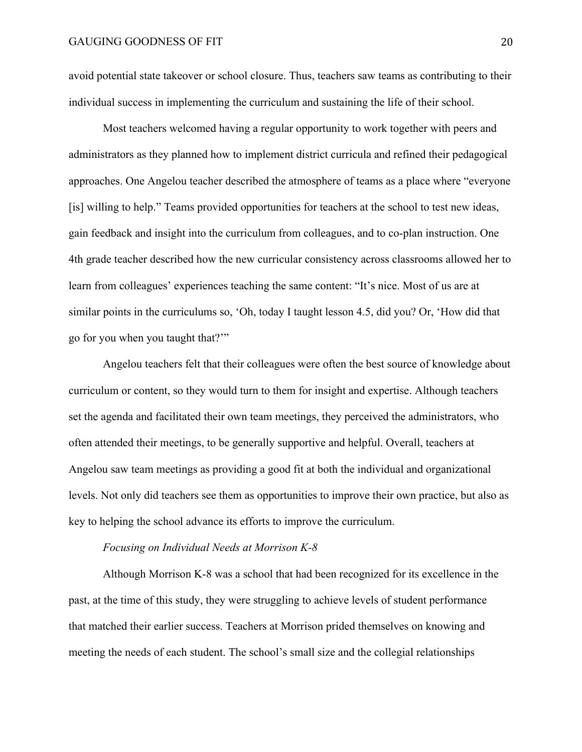avoid potential state takeover or school closure. Thus, teachers saw teams as contributing to their individual success in implementing the curriculum and sustaining the life of their school.

Most teachers welcomed having a regular opportunity to work together with peers and administrators as they planned how to implement district curricula and refined their pedagogical approaches. One Angelou teacher described the atmosphere of teams as a place where "everyone [is] willing to help." Teams provided opportunities for teachers at the school to test new ideas, gain feedback and insight into the curriculum from colleagues, and to co-plan instruction. One 4th grade teacher described how the new curricular consistency across classrooms allowed her to learn from colleagues' experiences teaching the same content: "It's nice. Most of us are at similar points in the curriculums so, 'Oh, today I taught lesson 4.5, did you? Or, 'How did that go for you when you taught that?'"

Angelou teachers felt that their colleagues were often the best source of knowledge about curriculum or content, so they would turn to them for insight and expertise. Although teachers set the agenda and facilitated their own team meetings, they perceived the administrators, who often attended their meetings, to be generally supportive and helpful. Overall, teachers at Angelou saw team meetings as providing a good fit at both the individual and organizational levels. Not only did teachers see them as opportunities to improve their own practice, but also as key to helping the school advance its efforts to improve the curriculum.

*Focusing on Individual Needs at Morrison K-8*

Although Morrison K-8 was a school that had been recognized for its excellence in the past, at the time of this study, they were struggling to achieve levels of student performance that matched their earlier success. Teachers at Morrison prided themselves on knowing and meeting the needs of each student. The school's small size and the collegial relationships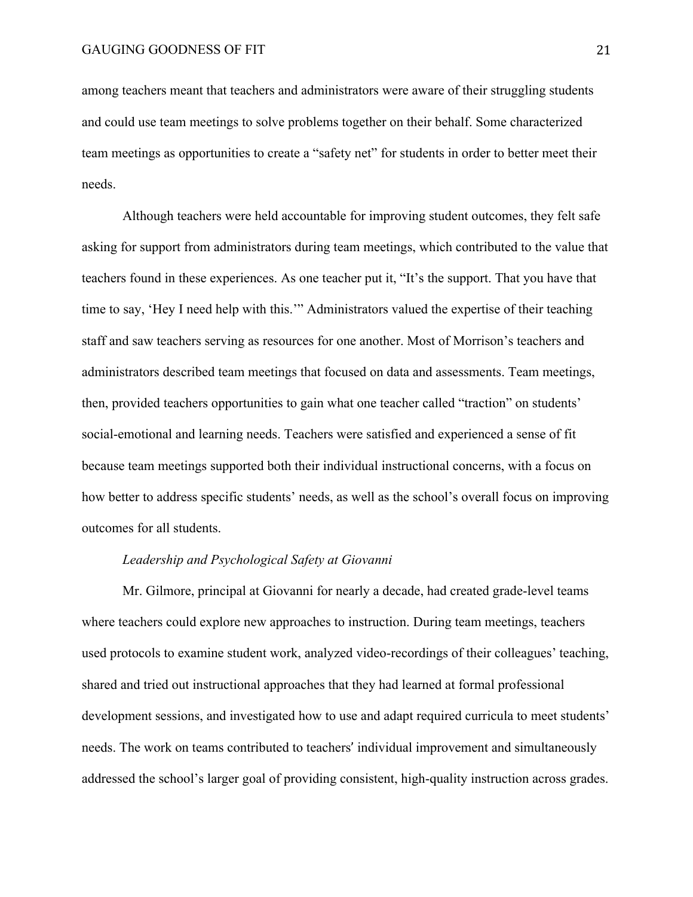among teachers meant that teachers and administrators were aware of their struggling students and could use team meetings to solve problems together on their behalf. Some characterized team meetings as opportunities to create a "safety net" for students in order to better meet their needs.

Although teachers were held accountable for improving student outcomes, they felt safe asking for support from administrators during team meetings, which contributed to the value that teachers found in these experiences. As one teacher put it, "It's the support. That you have that time to say, 'Hey I need help with this.'" Administrators valued the expertise of their teaching staff and saw teachers serving as resources for one another. Most of Morrison's teachers and administrators described team meetings that focused on data and assessments. Team meetings, then, provided teachers opportunities to gain what one teacher called "traction" on students' social-emotional and learning needs. Teachers were satisfied and experienced a sense of fit because team meetings supported both their individual instructional concerns, with a focus on how better to address specific students' needs, as well as the school's overall focus on improving outcomes for all students.

*Leadership and Psychological Safety at Giovanni*

Mr. Gilmore, principal at Giovanni for nearly a decade, had created grade-level teams where teachers could explore new approaches to instruction. During team meetings, teachers used protocols to examine student work, analyzed video-recordings of their colleagues' teaching, shared and tried out instructional approaches that they had learned at formal professional development sessions, and investigated how to use and adapt required curricula to meet students' needs. The work on teams contributed to teachers' individual improvement and simultaneously addressed the school's larger goal of providing consistent, high-quality instruction across grades.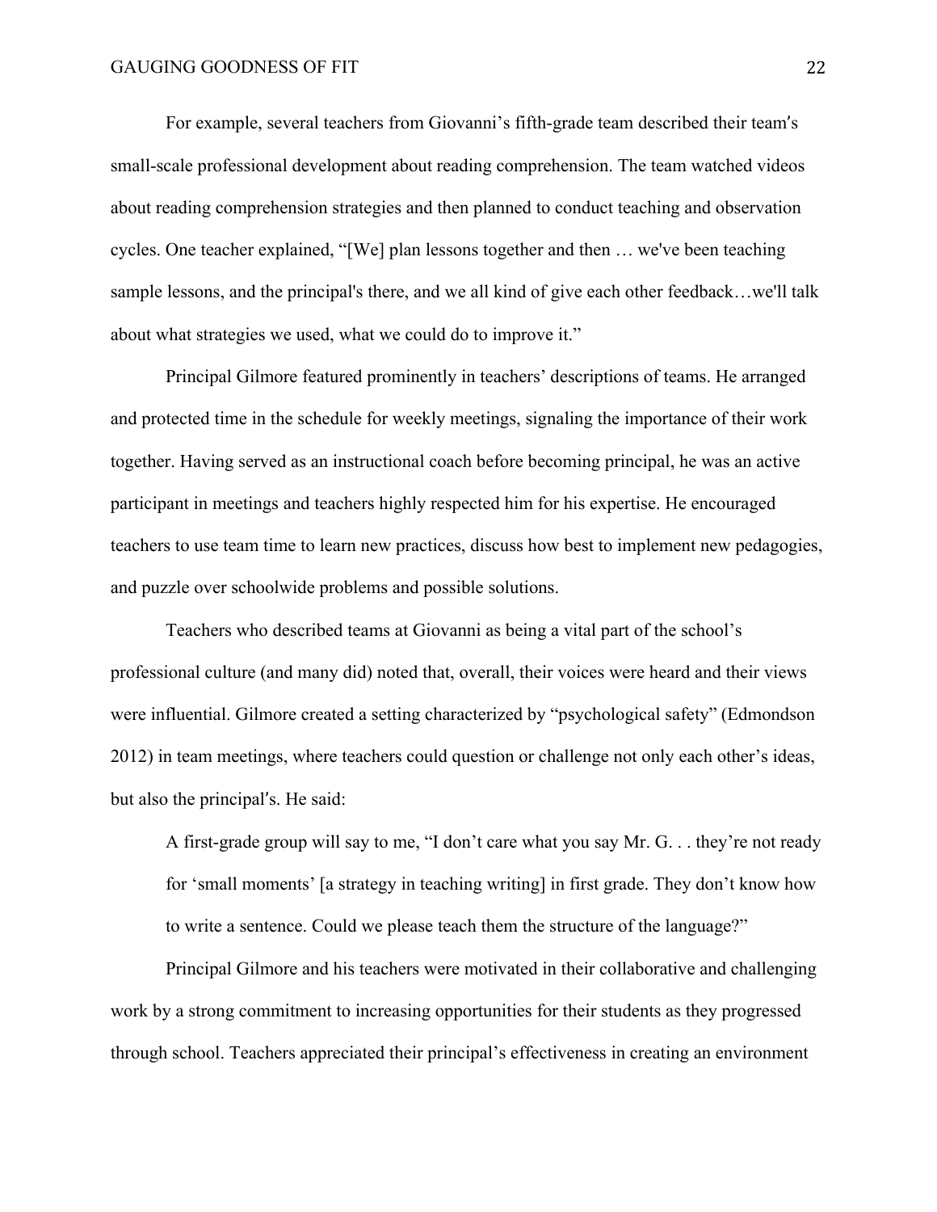For example, several teachers from Giovanni's fifth-grade team described their team's small-scale professional development about reading comprehension. The team watched videos about reading comprehension strategies and then planned to conduct teaching and observation cycles. One teacher explained, "[We] plan lessons together and then … we've been teaching sample lessons, and the principal's there, and we all kind of give each other feedback…we'll talk about what strategies we used, what we could do to improve it."

Principal Gilmore featured prominently in teachers' descriptions of teams. He arranged and protected time in the schedule for weekly meetings, signaling the importance of their work together. Having served as an instructional coach before becoming principal, he was an active participant in meetings and teachers highly respected him for his expertise. He encouraged teachers to use team time to learn new practices, discuss how best to implement new pedagogies, and puzzle over schoolwide problems and possible solutions.

Teachers who described teams at Giovanni as being a vital part of the school's professional culture (and many did) noted that, overall, their voices were heard and their views were influential. Gilmore created a setting characterized by "psychological safety" (Edmondson 2012) in team meetings, where teachers could question or challenge not only each other's ideas, but also the principal's. He said:

> A first-grade group will say to me, "I don't care what you say Mr. G. . . they're not ready for 'small moments' [a strategy in teaching writing] in first grade. They don't know how to write a sentence. Could we please teach them the structure of the language?"

Principal Gilmore and his teachers were motivated in their collaborative and challenging work by a strong commitment to increasing opportunities for their students as they progressed through school. Teachers appreciated their principal's effectiveness in creating an environment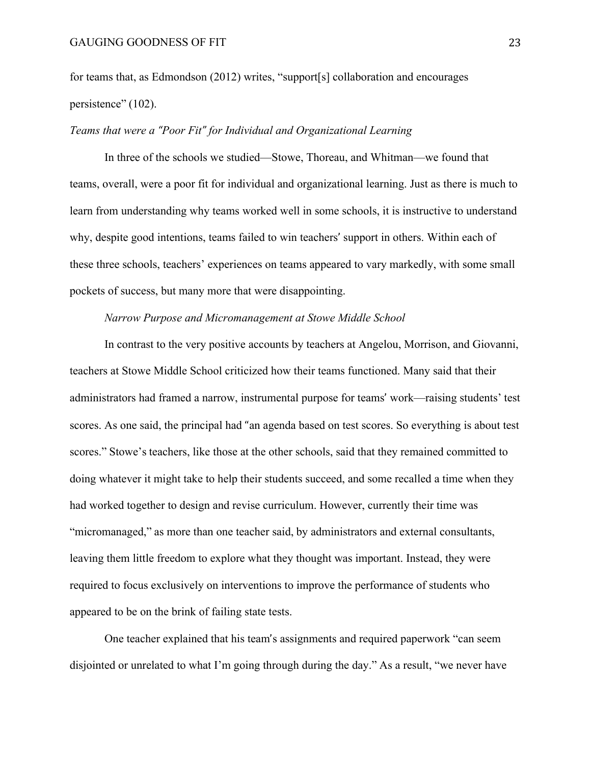for teams that, as Edmondson (2012) writes, "support[s] collaboration and encourages persistence" (102).

*Teams that were a "Poor Fit" for Individual and Organizational Learning*

In three of the schools we studied—Stowe, Thoreau, and Whitman—we found that teams, overall, were a poor fit for individual and organizational learning. Just as there is much to learn from understanding why teams worked well in some schools, it is instructive to understand why, despite good intentions, teams failed to win teachers' support in others. Within each of these three schools, teachers' experiences on teams appeared to vary markedly, with some small pockets of success, but many more that were disappointing.

*Narrow Purpose and Micromanagement at Stowe Middle School*

In contrast to the very positive accounts by teachers at Angelou, Morrison, and Giovanni, teachers at Stowe Middle School criticized how their teams functioned. Many said that their administrators had framed a narrow, instrumental purpose for teams' work—raising students' test scores. As one said, the principal had "an agenda based on test scores. So everything is about test scores." Stowe's teachers, like those at the other schools, said that they remained committed to doing whatever it might take to help their students succeed, and some recalled a time when they had worked together to design and revise curriculum. However, currently their time was "micromanaged," as more than one teacher said, by administrators and external consultants, leaving them little freedom to explore what they thought was important. Instead, they were required to focus exclusively on interventions to improve the performance of students who appeared to be on the brink of failing state tests.

One teacher explained that his team's assignments and required paperwork "can seem disjointed or unrelated to what I'm going through during the day." As a result, "we never have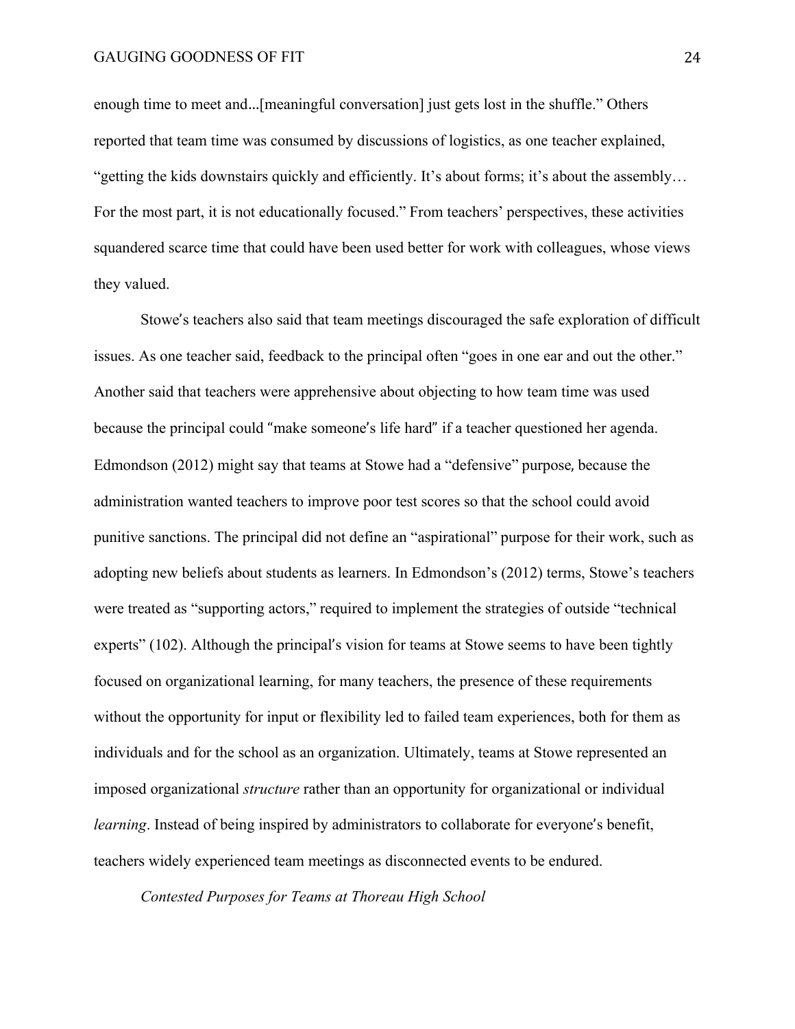enough time to meet and...[meaningful conversation] just gets lost in the shuffle." Others reported that team time was consumed by discussions of logistics, as one teacher explained, "getting the kids downstairs quickly and efficiently. It's about forms; it's about the assembly… For the most part, it is not educationally focused." From teachers' perspectives, these activities squandered scarce time that could have been used better for work with colleagues, whose views they valued.

Stowe's teachers also said that team meetings discouraged the safe exploration of difficult issues. As one teacher said, feedback to the principal often "goes in one ear and out the other." Another said that teachers were apprehensive about objecting to how team time was used because the principal could "make someone's life hard" if a teacher questioned her agenda. Edmondson (2012) might say that teams at Stowe had a "defensive" purpose, because the administration wanted teachers to improve poor test scores so that the school could avoid punitive sanctions. The principal did not define an "aspirational" purpose for their work, such as adopting new beliefs about students as learners. In Edmondson's (2012) terms, Stowe's teachers were treated as "supporting actors," required to implement the strategies of outside "technical experts" (102). Although the principal's vision for teams at Stowe seems to have been tightly focused on organizational learning, for many teachers, the presence of these requirements without the opportunity for input or flexibility led to failed team experiences, both for them as individuals and for the school as an organization. Ultimately, teams at Stowe represented an imposed organizational *structure* rather than an opportunity for organizational or individual *learning*. Instead of being inspired by administrators to collaborate for everyone's benefit, teachers widely experienced team meetings as disconnected events to be endured.

*Contested Purposes for Teams at Thoreau High School*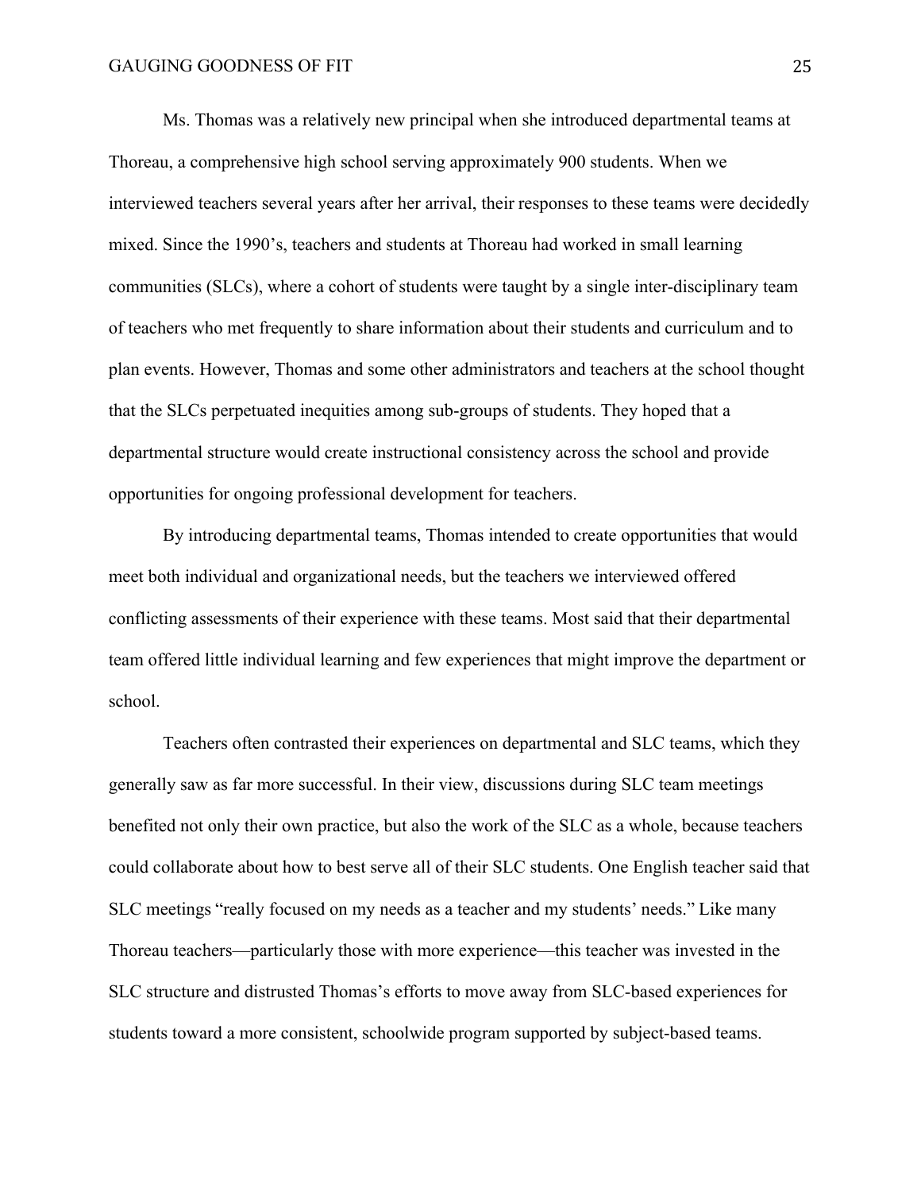Ms. Thomas was a relatively new principal when she introduced departmental teams at Thoreau, a comprehensive high school serving approximately 900 students. When we interviewed teachers several years after her arrival, their responses to these teams were decidedly mixed. Since the 1990's, teachers and students at Thoreau had worked in small learning communities (SLCs), where a cohort of students were taught by a single inter-disciplinary team of teachers who met frequently to share information about their students and curriculum and to plan events. However, Thomas and some other administrators and teachers at the school thought that the SLCs perpetuated inequities among sub-groups of students. They hoped that a departmental structure would create instructional consistency across the school and provide opportunities for ongoing professional development for teachers.

By introducing departmental teams, Thomas intended to create opportunities that would meet both individual and organizational needs, but the teachers we interviewed offered conflicting assessments of their experience with these teams. Most said that their departmental team offered little individual learning and few experiences that might improve the department or school.

Teachers often contrasted their experiences on departmental and SLC teams, which they generally saw as far more successful. In their view, discussions during SLC team meetings benefited not only their own practice, but also the work of the SLC as a whole, because teachers could collaborate about how to best serve all of their SLC students. One English teacher said that SLC meetings "really focused on my needs as a teacher and my students' needs." Like many Thoreau teachers—particularly those with more experience—this teacher was invested in the SLC structure and distrusted Thomas's efforts to move away from SLC-based experiences for students toward a more consistent, schoolwide program supported by subject-based teams.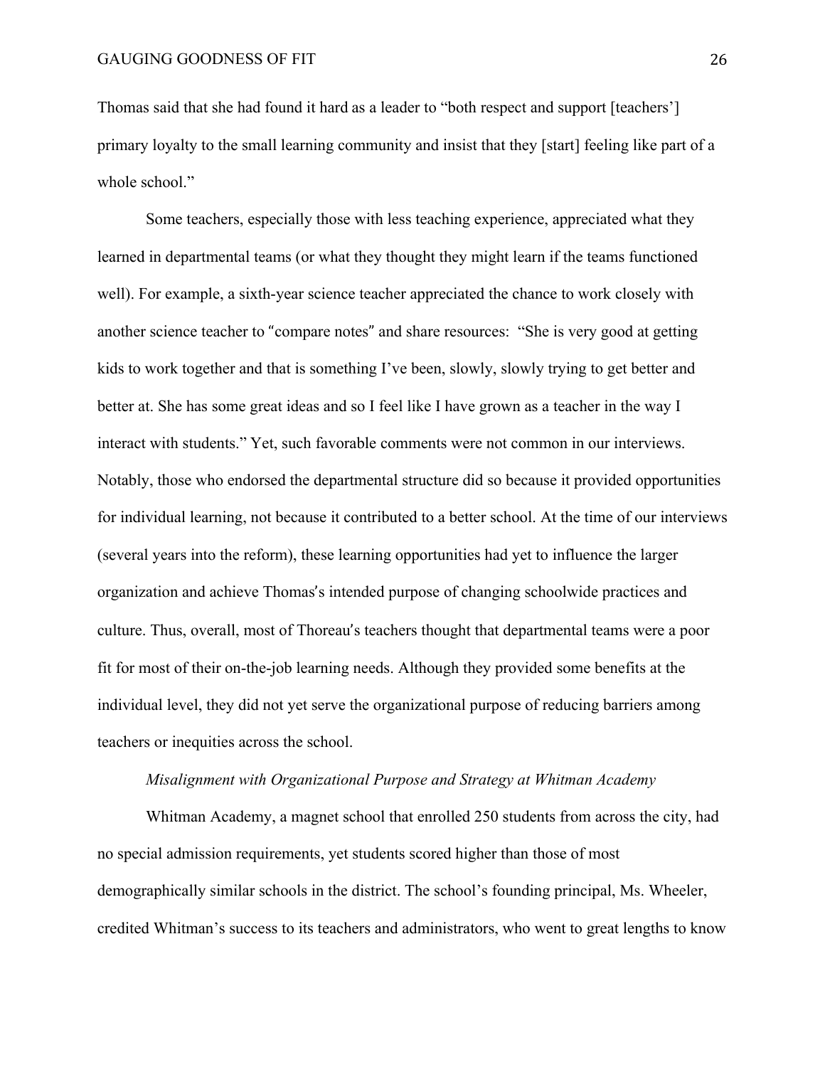Thomas said that she had found it hard as a leader to "both respect and support [teachers'] primary loyalty to the small learning community and insist that they [start] feeling like part of a whole school."

Some teachers, especially those with less teaching experience, appreciated what they learned in departmental teams (or what they thought they might learn if the teams functioned well). For example, a sixth-year science teacher appreciated the chance to work closely with another science teacher to "compare notes" and share resources: "She is very good at getting kids to work together and that is something I've been, slowly, slowly trying to get better and better at. She has some great ideas and so I feel like I have grown as a teacher in the way I interact with students." Yet, such favorable comments were not common in our interviews. Notably, those who endorsed the departmental structure did so because it provided opportunities for individual learning, not because it contributed to a better school. At the time of our interviews (several years into the reform), these learning opportunities had yet to influence the larger organization and achieve Thomas's intended purpose of changing schoolwide practices and culture. Thus, overall, most of Thoreau's teachers thought that departmental teams were a poor fit for most of their on-the-job learning needs. Although they provided some benefits at the individual level, they did not yet serve the organizational purpose of reducing barriers among teachers or inequities across the school.

### *Misalignment with Organizational Purpose and Strategy at Whitman Academy*

Whitman Academy, a magnet school that enrolled 250 students from across the city, had no special admission requirements, yet students scored higher than those of most demographically similar schools in the district. The school's founding principal, Ms. Wheeler, credited Whitman's success to its teachers and administrators, who went to great lengths to know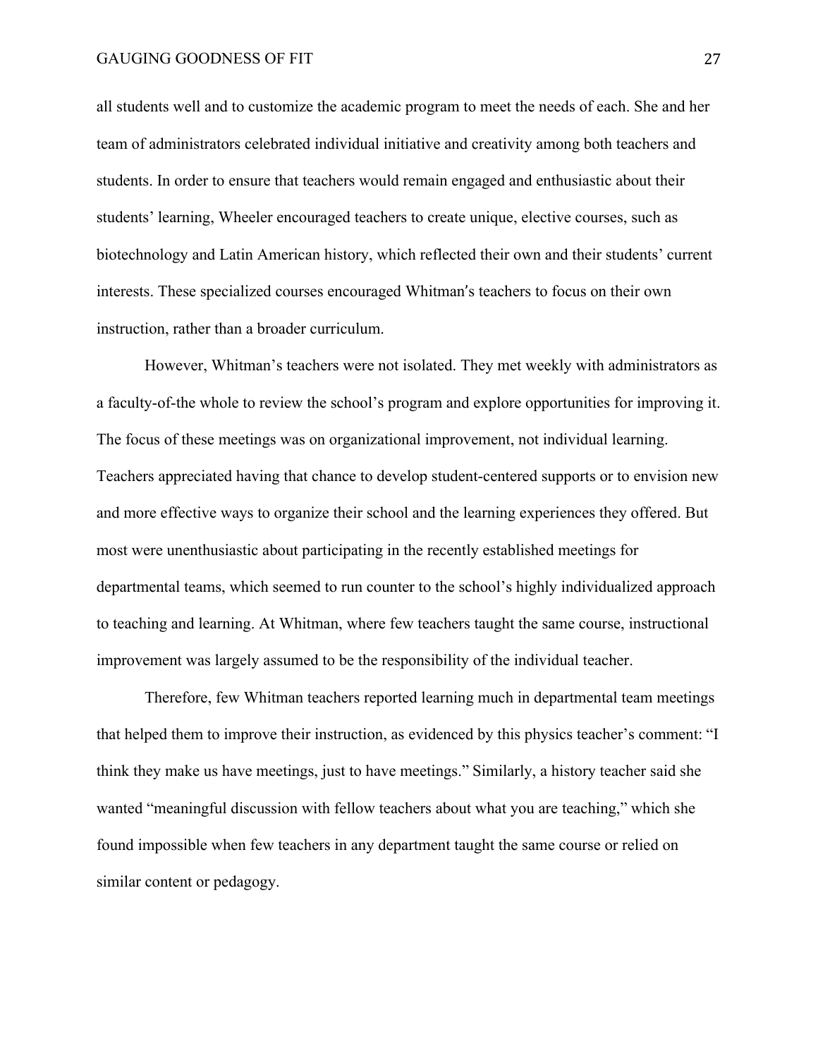all students well and to customize the academic program to meet the needs of each. She and her team of administrators celebrated individual initiative and creativity among both teachers and students. In order to ensure that teachers would remain engaged and enthusiastic about their students' learning, Wheeler encouraged teachers to create unique, elective courses, such as biotechnology and Latin American history, which reflected their own and their students' current interests. These specialized courses encouraged Whitman's teachers to focus on their own instruction, rather than a broader curriculum.

However, Whitman's teachers were not isolated. They met weekly with administrators as a faculty-of-the whole to review the school's program and explore opportunities for improving it. The focus of these meetings was on organizational improvement, not individual learning. Teachers appreciated having that chance to develop student-centered supports or to envision new and more effective ways to organize their school and the learning experiences they offered. But most were unenthusiastic about participating in the recently established meetings for departmental teams, which seemed to run counter to the school's highly individualized approach to teaching and learning. At Whitman, where few teachers taught the same course, instructional improvement was largely assumed to be the responsibility of the individual teacher.

Therefore, few Whitman teachers reported learning much in departmental team meetings that helped them to improve their instruction, as evidenced by this physics teacher's comment: "I think they make us have meetings, just to have meetings." Similarly, a history teacher said she wanted "meaningful discussion with fellow teachers about what you are teaching," which she found impossible when few teachers in any department taught the same course or relied on similar content or pedagogy.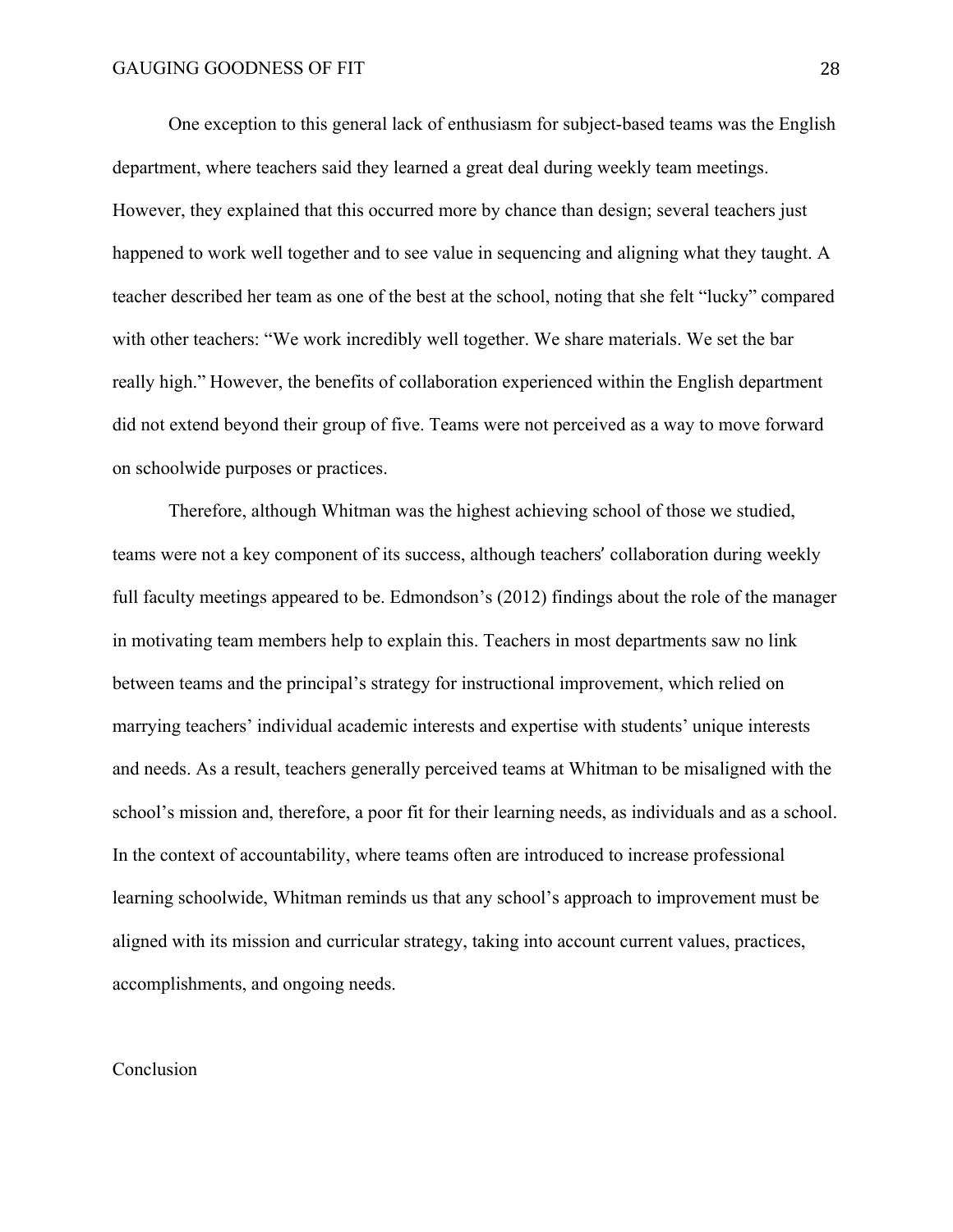One exception to this general lack of enthusiasm for subject-based teams was the English department, where teachers said they learned a great deal during weekly team meetings. However, they explained that this occurred more by chance than design; several teachers just happened to work well together and to see value in sequencing and aligning what they taught. A teacher described her team as one of the best at the school, noting that she felt "lucky" compared with other teachers: "We work incredibly well together. We share materials. We set the bar really high." However, the benefits of collaboration experienced within the English department did not extend beyond their group of five. Teams were not perceived as a way to move forward on schoolwide purposes or practices.

Therefore, although Whitman was the highest achieving school of those we studied, teams were not a key component of its success, although teachers′ collaboration during weekly full faculty meetings appeared to be. Edmondson's (2012) findings about the role of the manager in motivating team members help to explain this. Teachers in most departments saw no link between teams and the principal's strategy for instructional improvement, which relied on marrying teachers' individual academic interests and expertise with students' unique interests and needs. As a result, teachers generally perceived teams at Whitman to be misaligned with the school's mission and, therefore, a poor fit for their learning needs, as individuals and as a school. In the context of accountability, where teams often are introduced to increase professional learning schoolwide, Whitman reminds us that any school's approach to improvement must be aligned with its mission and curricular strategy, taking into account current values, practices, accomplishments, and ongoing needs.

## Conclusion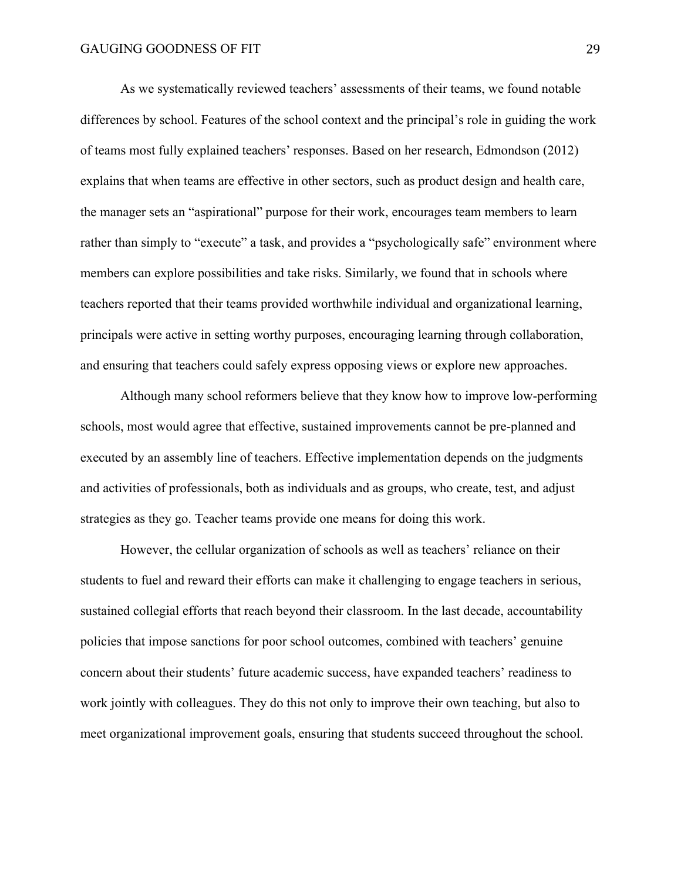As we systematically reviewed teachers' assessments of their teams, we found notable differences by school. Features of the school context and the principal's role in guiding the work of teams most fully explained teachers' responses. Based on her research, Edmondson (2012) explains that when teams are effective in other sectors, such as product design and health care, the manager sets an "aspirational" purpose for their work, encourages team members to learn rather than simply to "execute" a task, and provides a "psychologically safe" environment where members can explore possibilities and take risks. Similarly, we found that in schools where teachers reported that their teams provided worthwhile individual and organizational learning, principals were active in setting worthy purposes, encouraging learning through collaboration, and ensuring that teachers could safely express opposing views or explore new approaches.

Although many school reformers believe that they know how to improve low-performing schools, most would agree that effective, sustained improvements cannot be pre-planned and executed by an assembly line of teachers. Effective implementation depends on the judgments and activities of professionals, both as individuals and as groups, who create, test, and adjust strategies as they go. Teacher teams provide one means for doing this work.

However, the cellular organization of schools as well as teachers' reliance on their students to fuel and reward their efforts can make it challenging to engage teachers in serious, sustained collegial efforts that reach beyond their classroom. In the last decade, accountability policies that impose sanctions for poor school outcomes, combined with teachers' genuine concern about their students' future academic success, have expanded teachers' readiness to work jointly with colleagues. They do this not only to improve their own teaching, but also to meet organizational improvement goals, ensuring that students succeed throughout the school.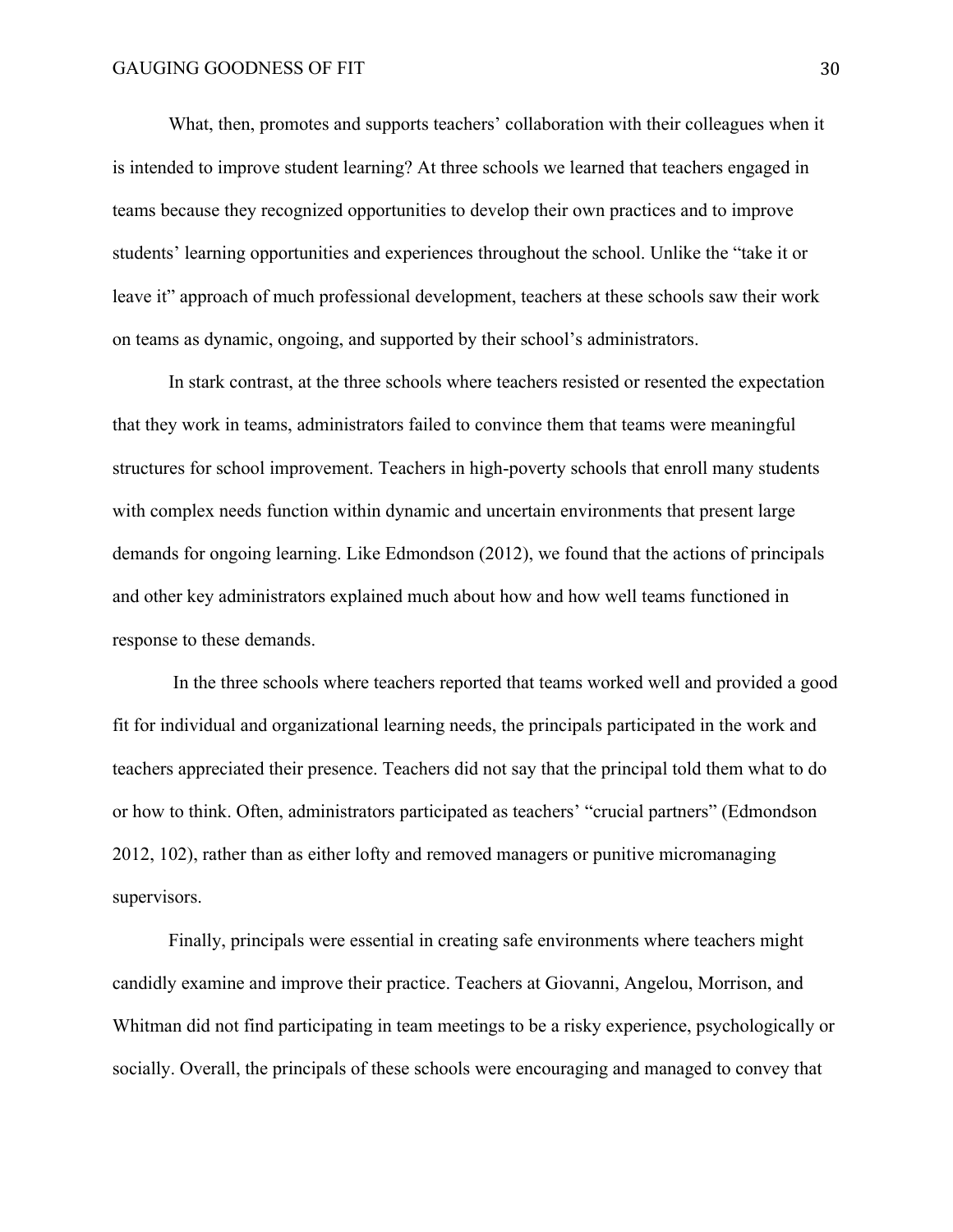What, then, promotes and supports teachers' collaboration with their colleagues when it is intended to improve student learning? At three schools we learned that teachers engaged in teams because they recognized opportunities to develop their own practices and to improve students' learning opportunities and experiences throughout the school. Unlike the "take it or leave it" approach of much professional development, teachers at these schools saw their work on teams as dynamic, ongoing, and supported by their school's administrators.

In stark contrast, at the three schools where teachers resisted or resented the expectation that they work in teams, administrators failed to convince them that teams were meaningful structures for school improvement. Teachers in high-poverty schools that enroll many students with complex needs function within dynamic and uncertain environments that present large demands for ongoing learning. Like Edmondson (2012), we found that the actions of principals and other key administrators explained much about how and how well teams functioned in response to these demands.

In the three schools where teachers reported that teams worked well and provided a good fit for individual and organizational learning needs, the principals participated in the work and teachers appreciated their presence. Teachers did not say that the principal told them what to do or how to think. Often, administrators participated as teachers' "crucial partners" (Edmondson 2012, 102), rather than as either lofty and removed managers or punitive micromanaging supervisors.

Finally, principals were essential in creating safe environments where teachers might candidly examine and improve their practice. Teachers at Giovanni, Angelou, Morrison, and Whitman did not find participating in team meetings to be a risky experience, psychologically or socially. Overall, the principals of these schools were encouraging and managed to convey that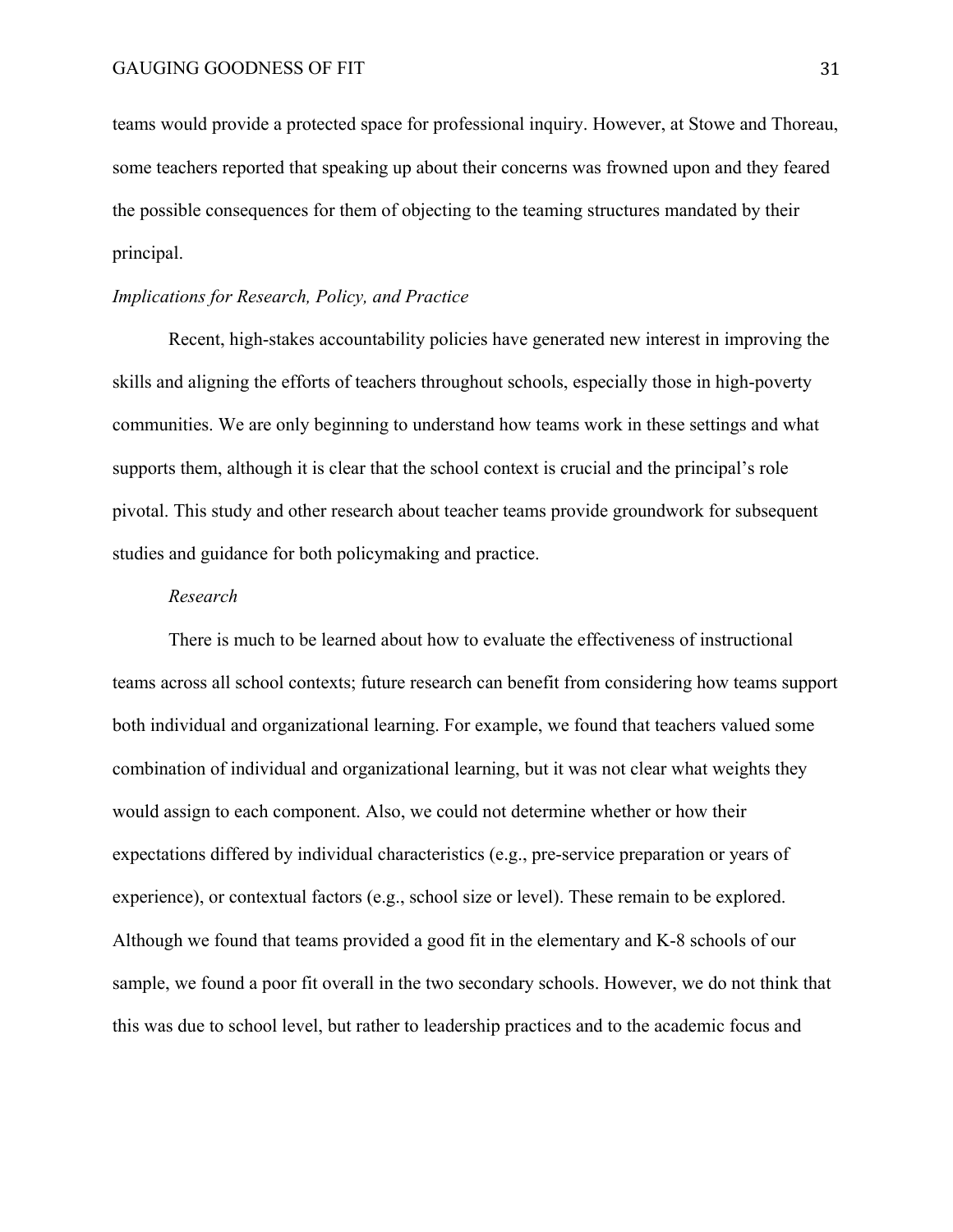teams would provide a protected space for professional inquiry. However, at Stowe and Thoreau, some teachers reported that speaking up about their concerns was frowned upon and they feared the possible consequences for them of objecting to the teaming structures mandated by their principal.

### *Implications for Research, Policy, and Practice*

Recent, high-stakes accountability policies have generated new interest in improving the skills and aligning the efforts of teachers throughout schools, especially those in high-poverty communities. We are only beginning to understand how teams work in these settings and what supports them, although it is clear that the school context is crucial and the principal's role pivotal. This study and other research about teacher teams provide groundwork for subsequent studies and guidance for both policymaking and practice.

#### *Research*

There is much to be learned about how to evaluate the effectiveness of instructional teams across all school contexts; future research can benefit from considering how teams support both individual and organizational learning. For example, we found that teachers valued some combination of individual and organizational learning, but it was not clear what weights they would assign to each component. Also, we could not determine whether or how their expectations differed by individual characteristics (e.g., pre-service preparation or years of experience), or contextual factors (e.g., school size or level). These remain to be explored. Although we found that teams provided a good fit in the elementary and K-8 schools of our sample, we found a poor fit overall in the two secondary schools. However, we do not think that this was due to school level, but rather to leadership practices and to the academic focus and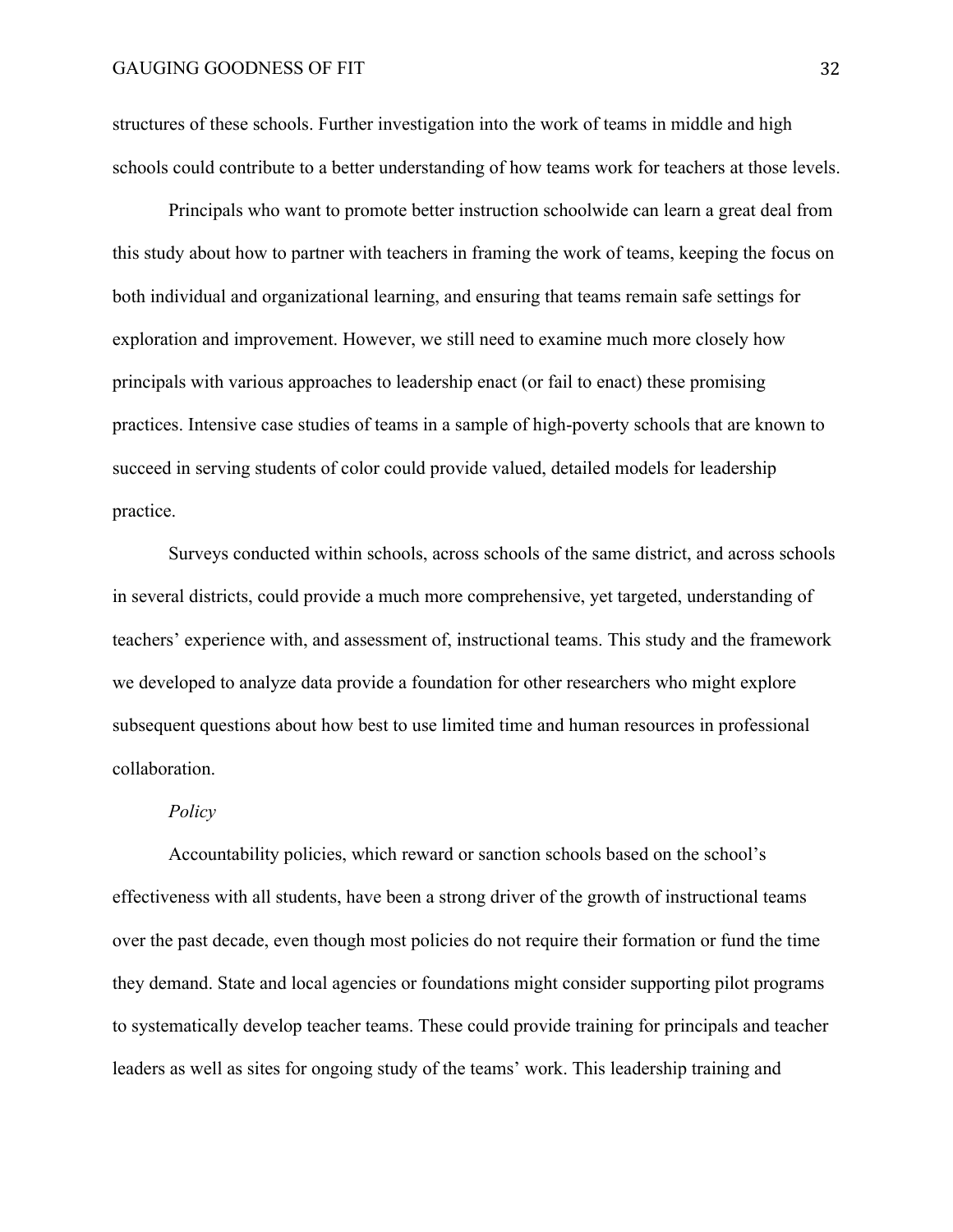structures of these schools. Further investigation into the work of teams in middle and high schools could contribute to a better understanding of how teams work for teachers at those levels.

Principals who want to promote better instruction schoolwide can learn a great deal from this study about how to partner with teachers in framing the work of teams, keeping the focus on both individual and organizational learning, and ensuring that teams remain safe settings for exploration and improvement. However, we still need to examine much more closely how principals with various approaches to leadership enact (or fail to enact) these promising practices. Intensive case studies of teams in a sample of high-poverty schools that are known to succeed in serving students of color could provide valued, detailed models for leadership practice.

Surveys conducted within schools, across schools of the same district, and across schools in several districts, could provide a much more comprehensive, yet targeted, understanding of teachers' experience with, and assessment of, instructional teams. This study and the framework we developed to analyze data provide a foundation for other researchers who might explore subsequent questions about how best to use limited time and human resources in professional collaboration.

### *Policy*

Accountability policies, which reward or sanction schools based on the school's effectiveness with all students, have been a strong driver of the growth of instructional teams over the past decade, even though most policies do not require their formation or fund the time they demand. State and local agencies or foundations might consider supporting pilot programs to systematically develop teacher teams. These could provide training for principals and teacher leaders as well as sites for ongoing study of the teams' work. This leadership training and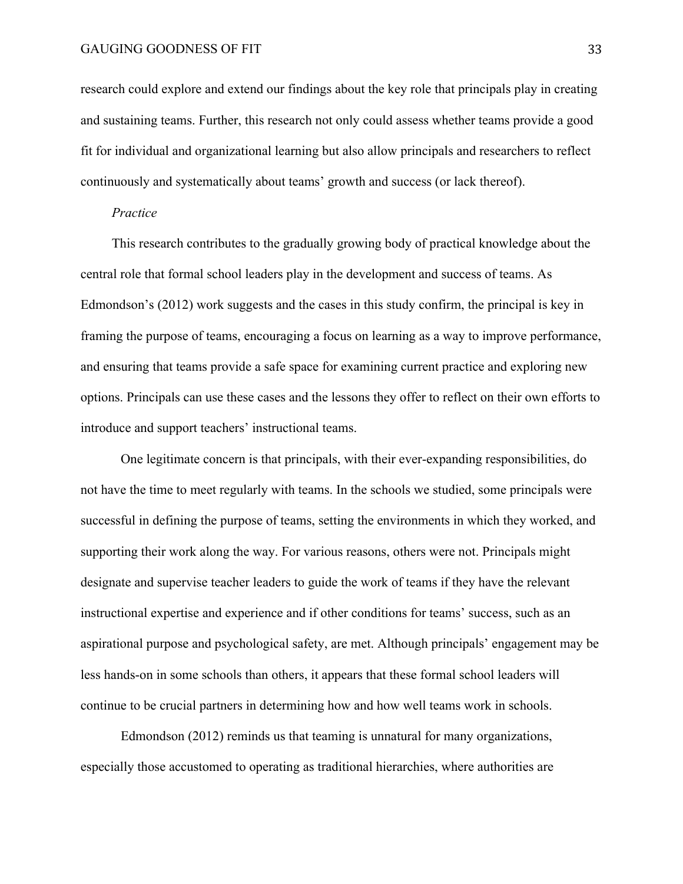research could explore and extend our findings about the key role that principals play in creating and sustaining teams. Further, this research not only could assess whether teams provide a good fit for individual and organizational learning but also allow principals and researchers to reflect continuously and systematically about teams' growth and success (or lack thereof).

*Practice*

This research contributes to the gradually growing body of practical knowledge about the central role that formal school leaders play in the development and success of teams. As Edmondson's (2012) work suggests and the cases in this study confirm, the principal is key in framing the purpose of teams, encouraging a focus on learning as a way to improve performance, and ensuring that teams provide a safe space for examining current practice and exploring new options. Principals can use these cases and the lessons they offer to reflect on their own efforts to introduce and support teachers' instructional teams.

One legitimate concern is that principals, with their ever-expanding responsibilities, do not have the time to meet regularly with teams. In the schools we studied, some principals were successful in defining the purpose of teams, setting the environments in which they worked, and supporting their work along the way. For various reasons, others were not. Principals might designate and supervise teacher leaders to guide the work of teams if they have the relevant instructional expertise and experience and if other conditions for teams' success, such as an aspirational purpose and psychological safety, are met. Although principals' engagement may be less hands-on in some schools than others, it appears that these formal school leaders will continue to be crucial partners in determining how and how well teams work in schools.

Edmondson (2012) reminds us that teaming is unnatural for many organizations, especially those accustomed to operating as traditional hierarchies, where authorities are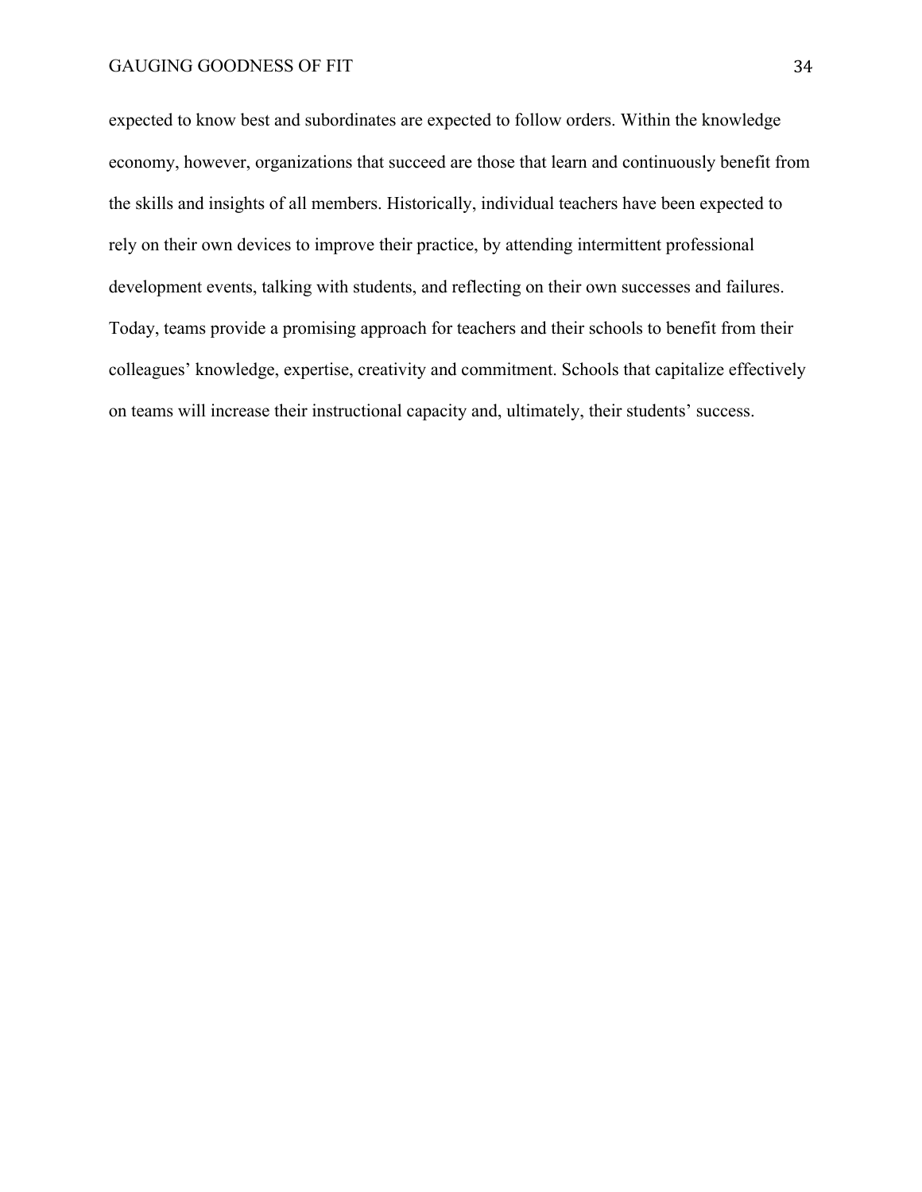expected to know best and subordinates are expected to follow orders. Within the knowledge economy, however, organizations that succeed are those that learn and continuously benefit from the skills and insights of all members. Historically, individual teachers have been expected to rely on their own devices to improve their practice, by attending intermittent professional development events, talking with students, and reflecting on their own successes and failures. Today, teams provide a promising approach for teachers and their schools to benefit from their colleagues' knowledge, expertise, creativity and commitment. Schools that capitalize effectively on teams will increase their instructional capacity and, ultimately, their students' success.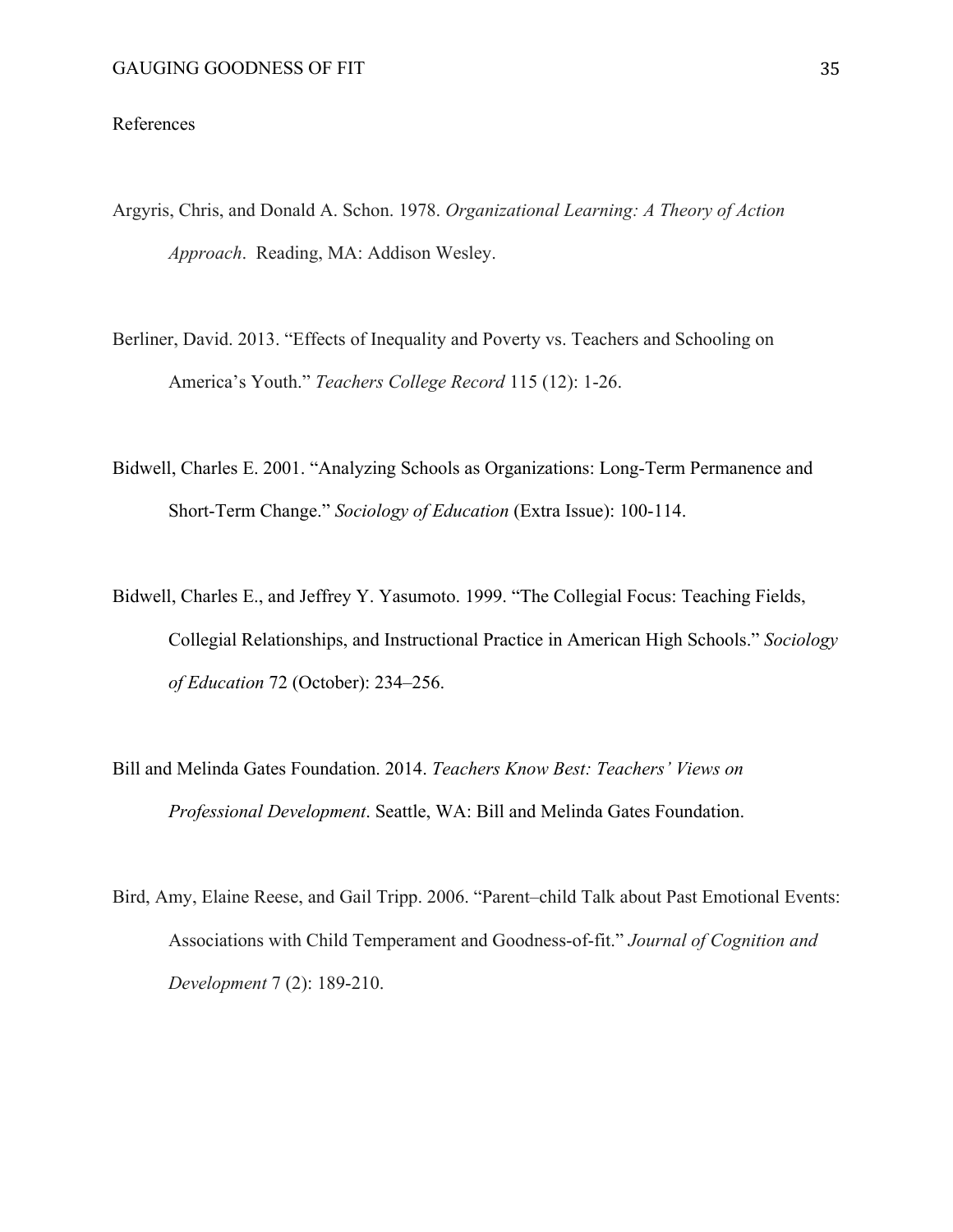# References

Argyris, Chris, and Donald A. Schon. 1978. *Organizational Learning: A Theory of Action Approach*. Reading, MA: Addison Wesley.

Berliner, David. 2013. "Effects of Inequality and Poverty vs. Teachers and Schooling on America's Youth." *Teachers College Record* 115 (12): 1-26.

Bidwell, Charles E. 2001. "Analyzing Schools as Organizations: Long-Term Permanence and Short-Term Change." *Sociology of Education* (Extra Issue): 100-114.

Bidwell, Charles E., and Jeffrey Y. Yasumoto. 1999. "The Collegial Focus: Teaching Fields, Collegial Relationships, and Instructional Practice in American High Schools." *Sociology of Education* 72 (October): 234–256.

Bill and Melinda Gates Foundation. 2014. *Teachers Know Best: Teachers' Views on Professional Development*. Seattle, WA: Bill and Melinda Gates Foundation.

Bird, Amy, Elaine Reese, and Gail Tripp. 2006. "Parent–child Talk about Past Emotional Events: Associations with Child Temperament and Goodness-of-fit." *Journal of Cognition and Development* 7 (2): 189-210.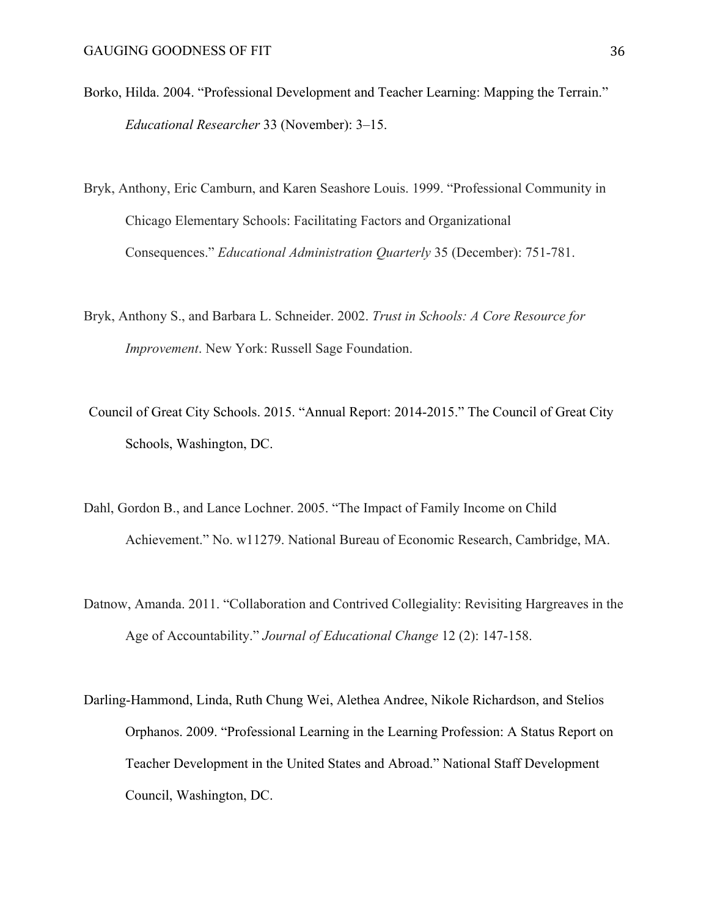Borko, Hilda. 2004. “Professional Development and Teacher Learning: Mapping the Terrain.” *Educational Researcher* 33 (November): 3–15.

Bryk, Anthony, Eric Camburn, and Karen Seashore Louis. 1999. “Professional Community in Chicago Elementary Schools: Facilitating Factors and Organizational Consequences.” *Educational Administration Quarterly* 35 (December): 751-781.

Bryk, Anthony S., and Barbara L. Schneider. 2002. *Trust in Schools: A Core Resource for Improvement*. New York: Russell Sage Foundation.

Council of Great City Schools. 2015. “Annual Report: 2014-2015.” The Council of Great City Schools, Washington, DC.

Dahl, Gordon B., and Lance Lochner. 2005. “The Impact of Family Income on Child Achievement.” No. w11279. National Bureau of Economic Research, Cambridge, MA.

Datnow, Amanda. 2011. “Collaboration and Contrived Collegiality: Revisiting Hargreaves in the Age of Accountability.” *Journal of Educational Change* 12 (2): 147-158.

Darling-Hammond, Linda, Ruth Chung Wei, Alethea Andree, Nikole Richardson, and Stelios Orphanos. 2009. “Professional Learning in the Learning Profession: A Status Report on Teacher Development in the United States and Abroad.” National Staff Development Council, Washington, DC.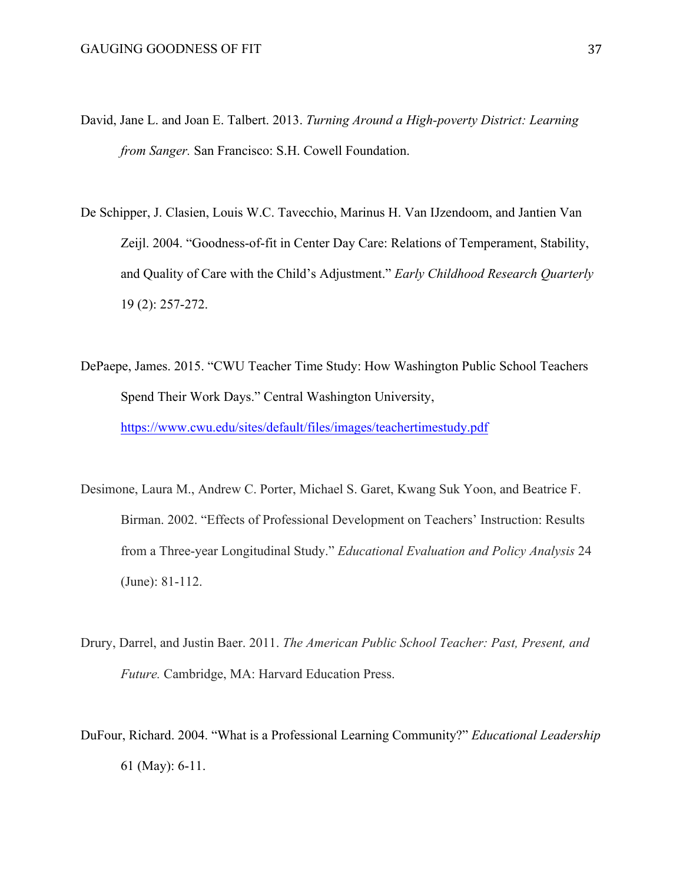David, Jane L. and Joan E. Talbert. 2013. *Turning Around a High-poverty District: Learning from Sanger.* San Francisco: S.H. Cowell Foundation.

De Schipper, J. Clasien, Louis W.C. Tavecchio, Marinus H. Van IJzendoom, and Jantien Van Zeijl. 2004. "Goodness-of-fit in Center Day Care: Relations of Temperament, Stability, and Quality of Care with the Child's Adjustment." *Early Childhood Research Quarterly* 19 (2): 257-272.

DePaepe, James. 2015. "CWU Teacher Time Study: How Washington Public School Teachers Spend Their Work Days." Central Washington University, https://www.cwu.edu/sites/default/files/images/teachertimestudy.pdf

Desimone, Laura M., Andrew C. Porter, Michael S. Garet, Kwang Suk Yoon, and Beatrice F. Birman. 2002. "Effects of Professional Development on Teachers' Instruction: Results from a Three-year Longitudinal Study." *Educational Evaluation and Policy Analysis* 24 (June): 81-112.

Drury, Darrel, and Justin Baer. 2011. *The American Public School Teacher: Past, Present, and Future.* Cambridge, MA: Harvard Education Press.

DuFour, Richard. 2004. "What is a Professional Learning Community?" *Educational Leadership* 61 (May): 6-11.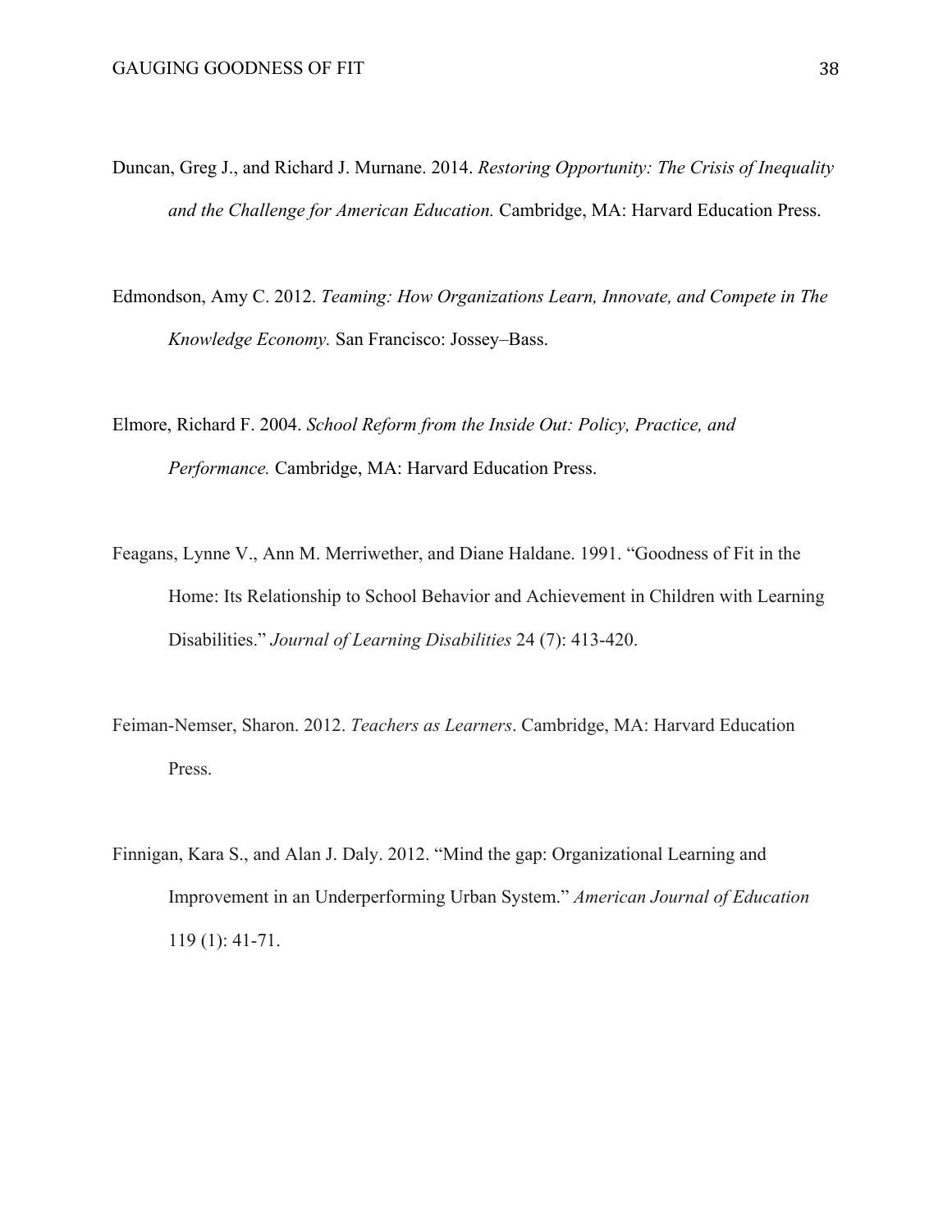Duncan, Greg J., and Richard J. Murnane. 2014. *Restoring Opportunity: The Crisis of Inequality and the Challenge for American Education.* Cambridge, MA: Harvard Education Press.

Edmondson, Amy C. 2012. *Teaming: How Organizations Learn, Innovate, and Compete in The Knowledge Economy.* San Francisco: Jossey–Bass.

Elmore, Richard F. 2004. *School Reform from the Inside Out: Policy, Practice, and Performance.* Cambridge, MA: Harvard Education Press.

Feagans, Lynne V., Ann M. Merriwether, and Diane Haldane. 1991. "Goodness of Fit in the Home: Its Relationship to School Behavior and Achievement in Children with Learning Disabilities." *Journal of Learning Disabilities* 24 (7): 413-420.

Feiman-Nemser, Sharon. 2012. *Teachers as Learners*. Cambridge, MA: Harvard Education Press.

Finnigan, Kara S., and Alan J. Daly. 2012. "Mind the gap: Organizational Learning and Improvement in an Underperforming Urban System." *American Journal of Education* 119 (1): 41-71.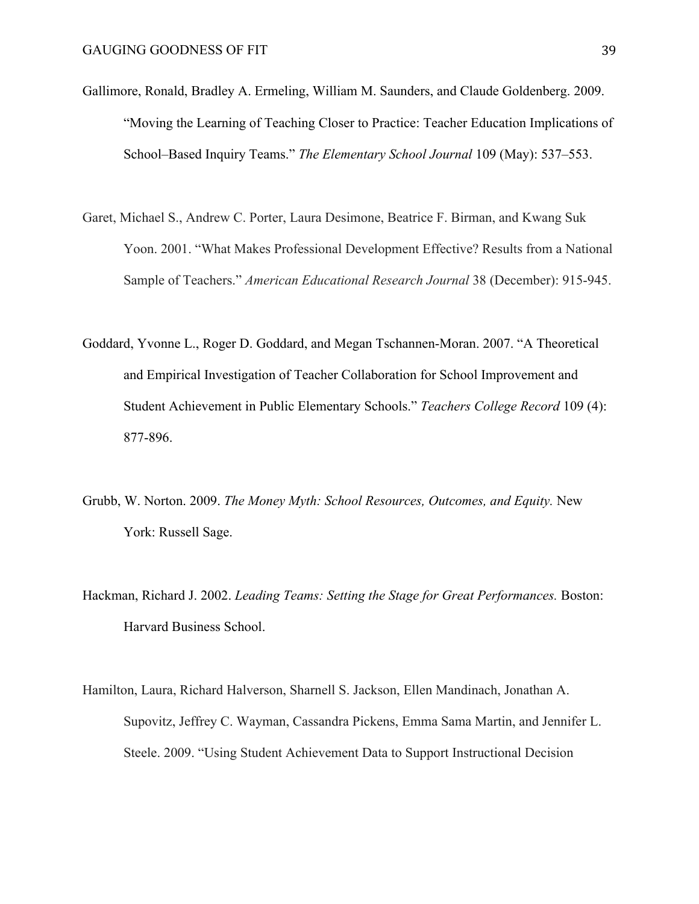Gallimore, Ronald, Bradley A. Ermeling, William M. Saunders, and Claude Goldenberg. 2009. "Moving the Learning of Teaching Closer to Practice: Teacher Education Implications of School–Based Inquiry Teams." *The Elementary School Journal* 109 (May): 537–553.

Garet, Michael S., Andrew C. Porter, Laura Desimone, Beatrice F. Birman, and Kwang Suk Yoon. 2001. "What Makes Professional Development Effective? Results from a National Sample of Teachers." *American Educational Research Journal* 38 (December): 915-945.

Goddard, Yvonne L., Roger D. Goddard, and Megan Tschannen-Moran. 2007. "A Theoretical and Empirical Investigation of Teacher Collaboration for School Improvement and Student Achievement in Public Elementary Schools." *Teachers College Record* 109 (4): 877-896.

Grubb, W. Norton. 2009. *The Money Myth: School Resources, Outcomes, and Equity.* New York: Russell Sage.

Hackman, Richard J. 2002. *Leading Teams: Setting the Stage for Great Performances.* Boston: Harvard Business School.

Hamilton, Laura, Richard Halverson, Sharnell S. Jackson, Ellen Mandinach, Jonathan A. Supovitz, Jeffrey C. Wayman, Cassandra Pickens, Emma Sama Martin, and Jennifer L. Steele. 2009. "Using Student Achievement Data to Support Instructional Decision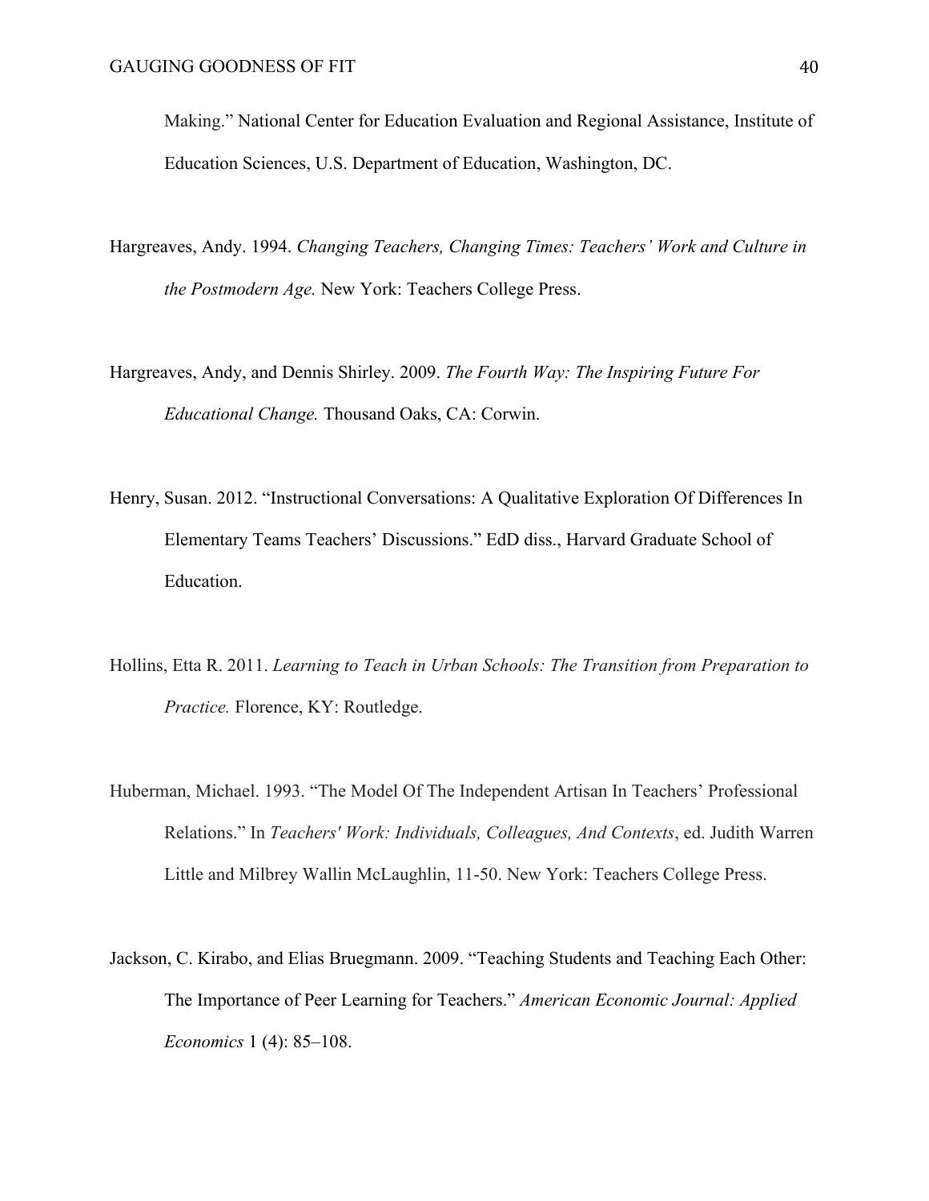Making." National Center for Education Evaluation and Regional Assistance, Institute of Education Sciences, U.S. Department of Education, Washington, DC.

Hargreaves, Andy. 1994. *Changing Teachers, Changing Times: Teachers' Work and Culture in the Postmodern Age.* New York: Teachers College Press.

Hargreaves, Andy, and Dennis Shirley. 2009. *The Fourth Way: The Inspiring Future For Educational Change.* Thousand Oaks, CA: Corwin.

Henry, Susan. 2012. "Instructional Conversations: A Qualitative Exploration Of Differences In Elementary Teams Teachers' Discussions." EdD diss., Harvard Graduate School of Education.

Hollins, Etta R. 2011. *Learning to Teach in Urban Schools: The Transition from Preparation to Practice.* Florence, KY: Routledge.

Huberman, Michael. 1993. "The Model Of The Independent Artisan In Teachers' Professional Relations." In *Teachers' Work: Individuals, Colleagues, And Contexts*, ed. Judith Warren Little and Milbrey Wallin McLaughlin, 11-50. New York: Teachers College Press.

Jackson, C. Kirabo, and Elias Bruegmann. 2009. "Teaching Students and Teaching Each Other: The Importance of Peer Learning for Teachers." *American Economic Journal: Applied Economics* 1 (4): 85–108.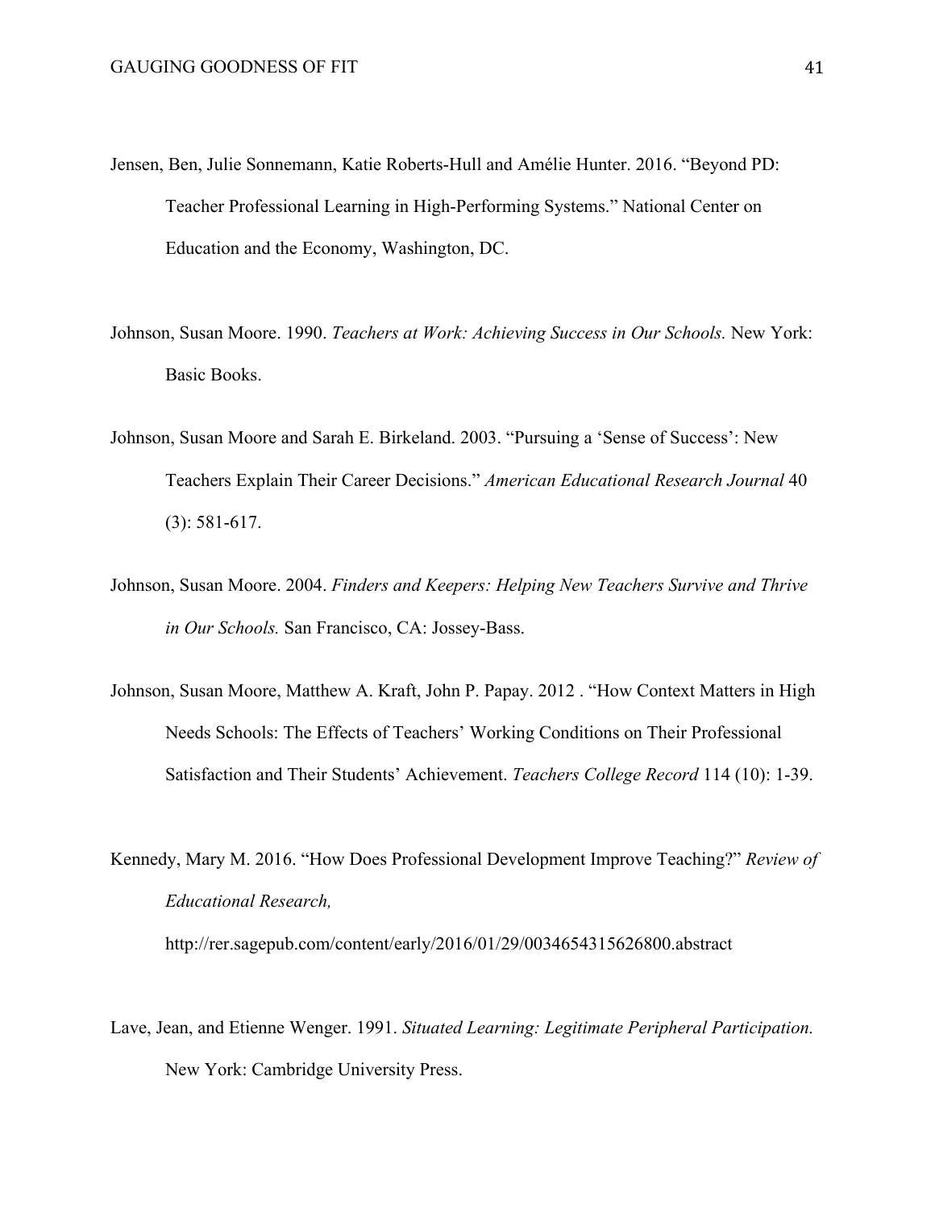Jensen, Ben, Julie Sonnemann, Katie Roberts-Hull and Amélie Hunter. 2016. "Beyond PD: Teacher Professional Learning in High-Performing Systems." National Center on Education and the Economy, Washington, DC.

Johnson, Susan Moore. 1990. *Teachers at Work: Achieving Success in Our Schools.* New York: Basic Books.

Johnson, Susan Moore and Sarah E. Birkeland. 2003. "Pursuing a 'Sense of Success': New Teachers Explain Their Career Decisions." *American Educational Research Journal* 40 (3): 581-617.

Johnson, Susan Moore. 2004. *Finders and Keepers: Helping New Teachers Survive and Thrive in Our Schools.* San Francisco, CA: Jossey-Bass.

Johnson, Susan Moore, Matthew A. Kraft, John P. Papay. 2012 . "How Context Matters in High Needs Schools: The Effects of Teachers' Working Conditions on Their Professional Satisfaction and Their Students' Achievement. *Teachers College Record* 114 (10): 1-39.

Kennedy, Mary M. 2016. "How Does Professional Development Improve Teaching?" *Review of Educational Research,* http://rer.sagepub.com/content/early/2016/01/29/0034654315626800.abstract

Lave, Jean, and Etienne Wenger. 1991. *Situated Learning: Legitimate Peripheral Participation.* New York: Cambridge University Press.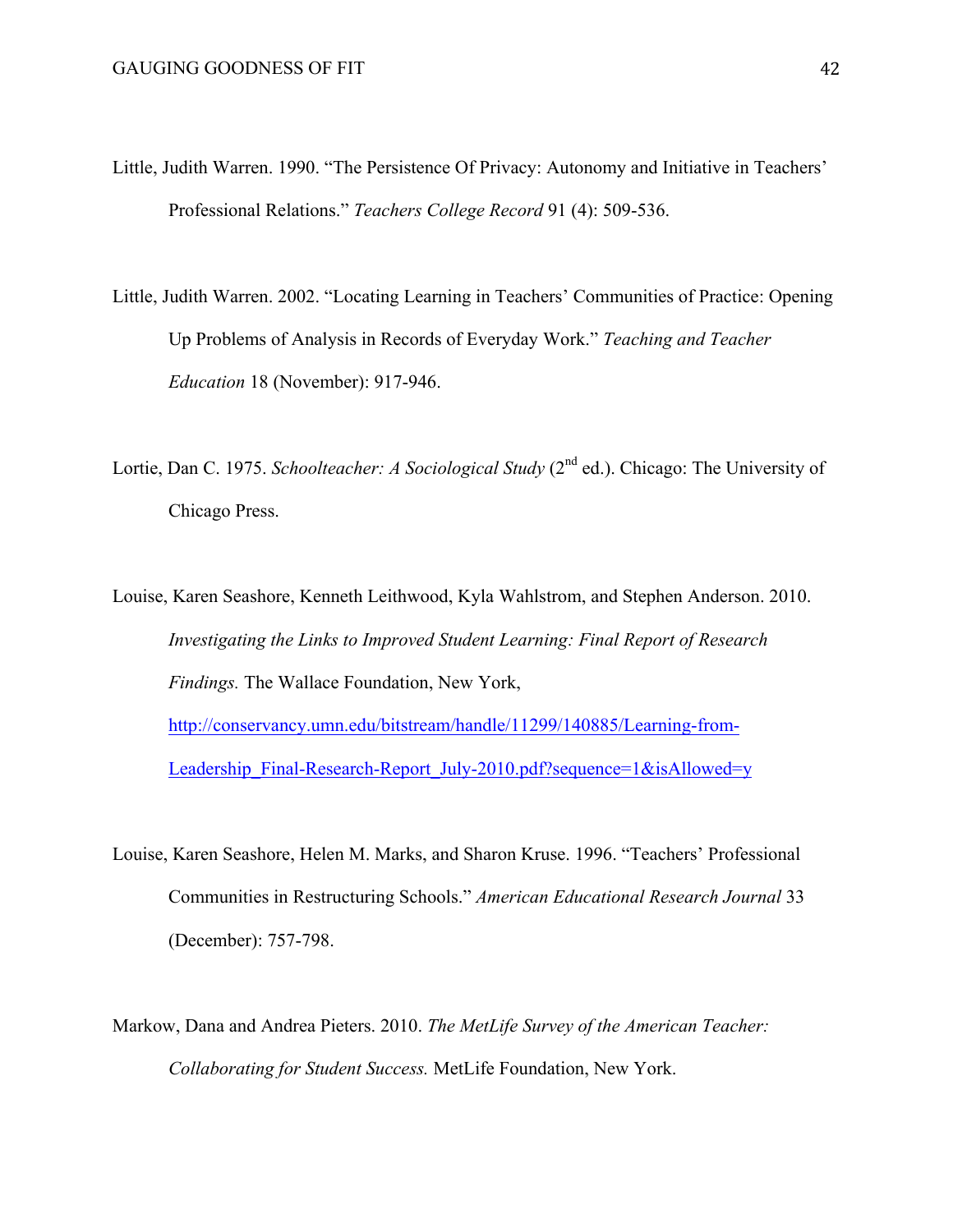Little, Judith Warren. 1990. “The Persistence Of Privacy: Autonomy and Initiative in Teachers’ Professional Relations.” *Teachers College Record* 91 (4): 509-536.

Little, Judith Warren. 2002. “Locating Learning in Teachers’ Communities of Practice: Opening Up Problems of Analysis in Records of Everyday Work.” *Teaching and Teacher Education* 18 (November): 917-946.

Lortie, Dan C. 1975. *Schoolteacher: A Sociological Study* (2nd ed.). Chicago: The University of Chicago Press.

Louise, Karen Seashore, Kenneth Leithwood, Kyla Wahlstrom, and Stephen Anderson. 2010. *Investigating the Links to Improved Student Learning: Final Report of Research Findings.* The Wallace Foundation, New York, http://conservancy.umn.edu/bitstream/handle/11299/140885/Learning-from-Leadership_Final-Research-Report_July-2010.pdf?sequence=1&isAllowed=y

Louise, Karen Seashore, Helen M. Marks, and Sharon Kruse. 1996. “Teachers’ Professional Communities in Restructuring Schools.” *American Educational Research Journal* 33 (December): 757-798.

Markow, Dana and Andrea Pieters. 2010. *The MetLife Survey of the American Teacher: Collaborating for Student Success.* MetLife Foundation, New York.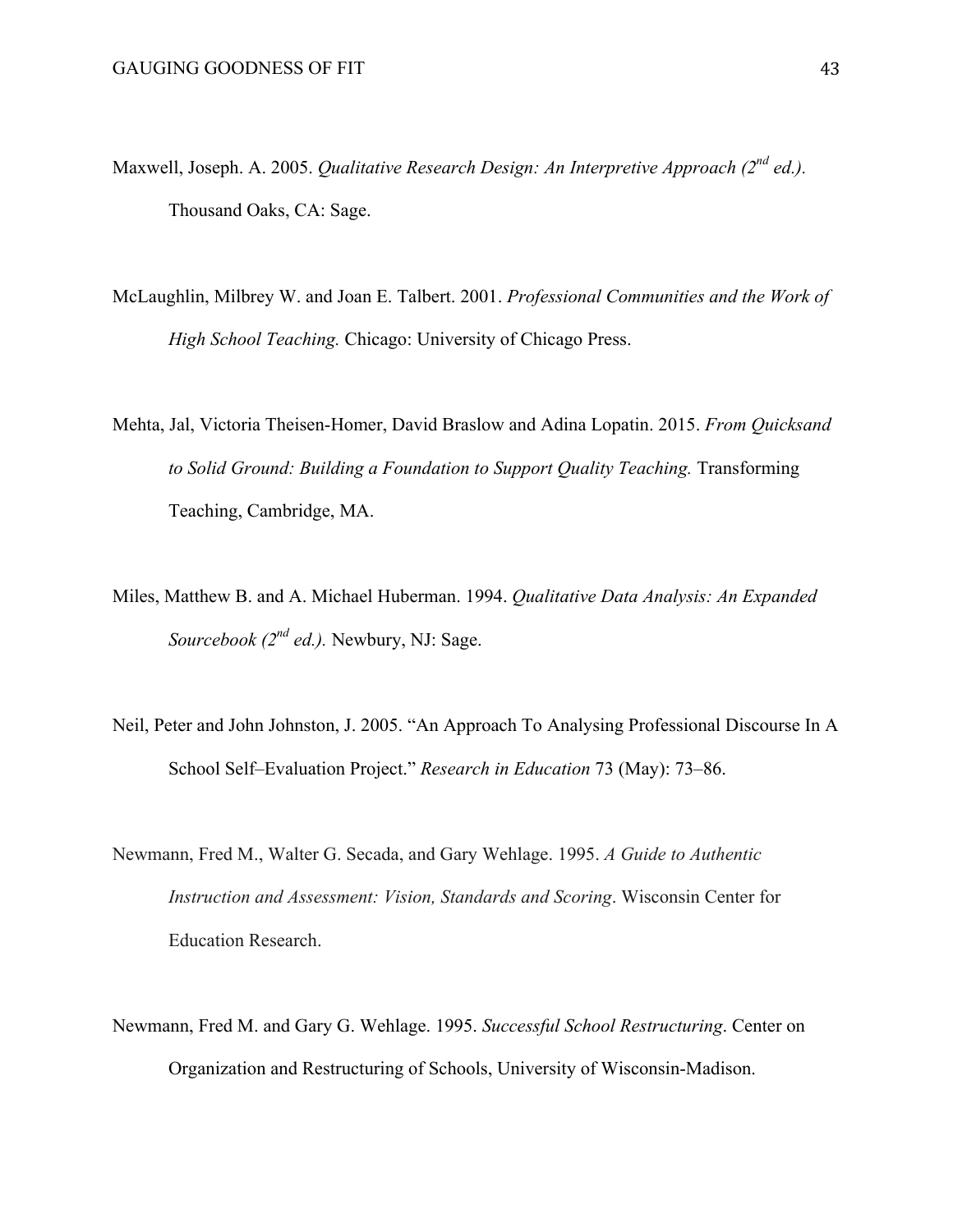Maxwell, Joseph. A. 2005. *Qualitative Research Design: An Interpretive Approach (2nd ed.).* Thousand Oaks, CA: Sage.

McLaughlin, Milbrey W. and Joan E. Talbert. 2001. *Professional Communities and the Work of High School Teaching.* Chicago: University of Chicago Press.

Mehta, Jal, Victoria Theisen-Homer, David Braslow and Adina Lopatin. 2015. *From Quicksand to Solid Ground: Building a Foundation to Support Quality Teaching.* Transforming Teaching, Cambridge, MA.

Miles, Matthew B. and A. Michael Huberman. 1994. *Qualitative Data Analysis: An Expanded Sourcebook (2nd ed.).* Newbury, NJ: Sage.

Neil, Peter and John Johnston, J. 2005. "An Approach To Analysing Professional Discourse In A School Self–Evaluation Project." *Research in Education* 73 (May): 73–86.

Newmann, Fred M., Walter G. Secada, and Gary Wehlage. 1995. *A Guide to Authentic Instruction and Assessment: Vision, Standards and Scoring*. Wisconsin Center for Education Research.

Newmann, Fred M. and Gary G. Wehlage. 1995. *Successful School Restructuring*. Center on Organization and Restructuring of Schools, University of Wisconsin-Madison.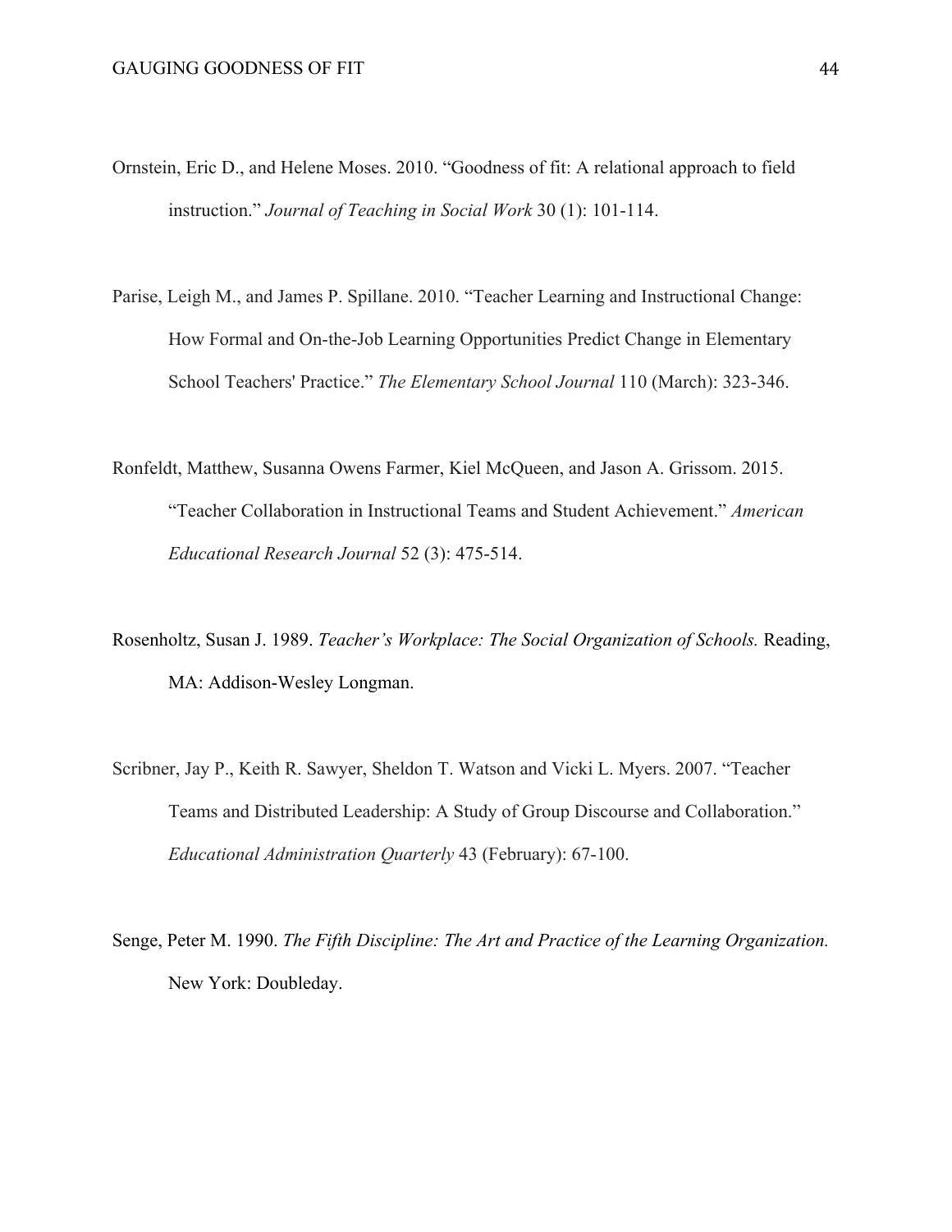Ornstein, Eric D., and Helene Moses. 2010. "Goodness of fit: A relational approach to field instruction." *Journal of Teaching in Social Work* 30 (1): 101-114.

Parise, Leigh M., and James P. Spillane. 2010. "Teacher Learning and Instructional Change: How Formal and On-the-Job Learning Opportunities Predict Change in Elementary School Teachers' Practice." *The Elementary School Journal* 110 (March): 323-346.

Ronfeldt, Matthew, Susanna Owens Farmer, Kiel McQueen, and Jason A. Grissom. 2015. "Teacher Collaboration in Instructional Teams and Student Achievement." *American Educational Research Journal* 52 (3): 475-514.

Rosenholtz, Susan J. 1989. *Teacher's Workplace: The Social Organization of Schools.* Reading, MA: Addison-Wesley Longman.

Scribner, Jay P., Keith R. Sawyer, Sheldon T. Watson and Vicki L. Myers. 2007. "Teacher Teams and Distributed Leadership: A Study of Group Discourse and Collaboration." *Educational Administration Quarterly* 43 (February): 67-100.

Senge, Peter M. 1990. *The Fifth Discipline: The Art and Practice of the Learning Organization.* New York: Doubleday.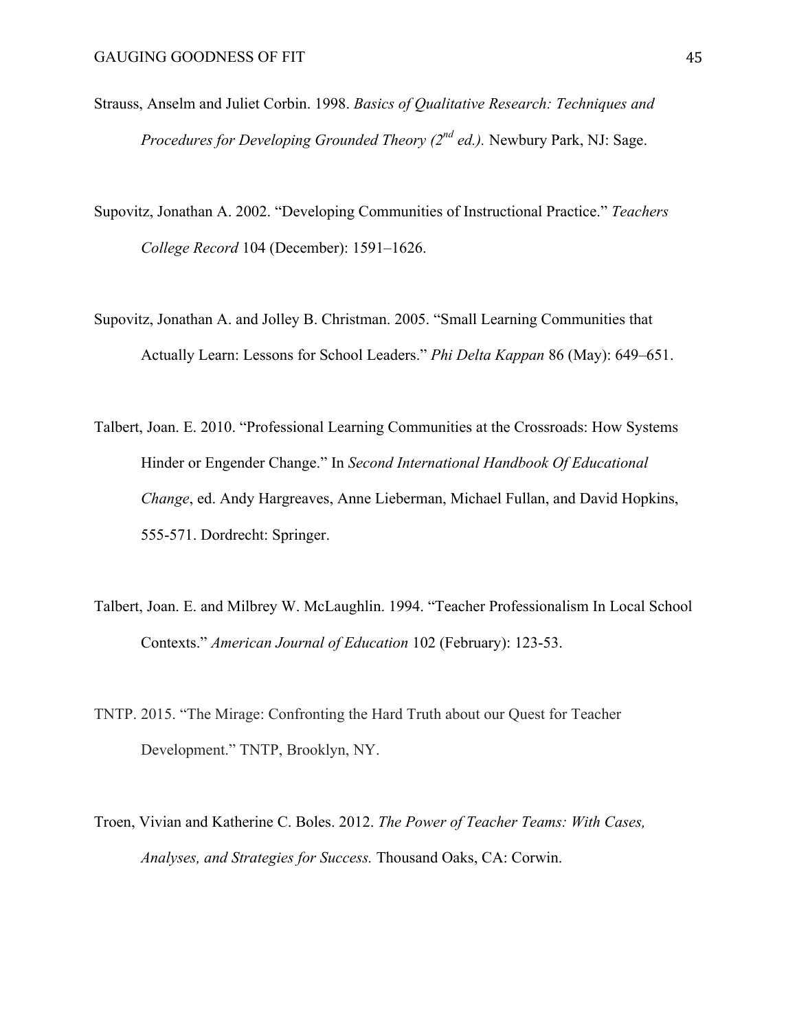Strauss, Anselm and Juliet Corbin. 1998. *Basics of Qualitative Research: Techniques and Procedures for Developing Grounded Theory (2nd ed.).* Newbury Park, NJ: Sage.

Supovitz, Jonathan A. 2002. "Developing Communities of Instructional Practice." *Teachers College Record* 104 (December): 1591–1626.

Supovitz, Jonathan A. and Jolley B. Christman. 2005. "Small Learning Communities that Actually Learn: Lessons for School Leaders." *Phi Delta Kappan* 86 (May): 649–651.

Talbert, Joan. E. 2010. "Professional Learning Communities at the Crossroads: How Systems Hinder or Engender Change." In *Second International Handbook Of Educational Change*, ed. Andy Hargreaves, Anne Lieberman, Michael Fullan, and David Hopkins, 555-571. Dordrecht: Springer.

Talbert, Joan. E. and Milbrey W. McLaughlin. 1994. "Teacher Professionalism In Local School Contexts." *American Journal of Education* 102 (February): 123-53.

TNTP. 2015. "The Mirage: Confronting the Hard Truth about our Quest for Teacher Development." TNTP, Brooklyn, NY.

Troen, Vivian and Katherine C. Boles. 2012. *The Power of Teacher Teams: With Cases, Analyses, and Strategies for Success.* Thousand Oaks, CA: Corwin.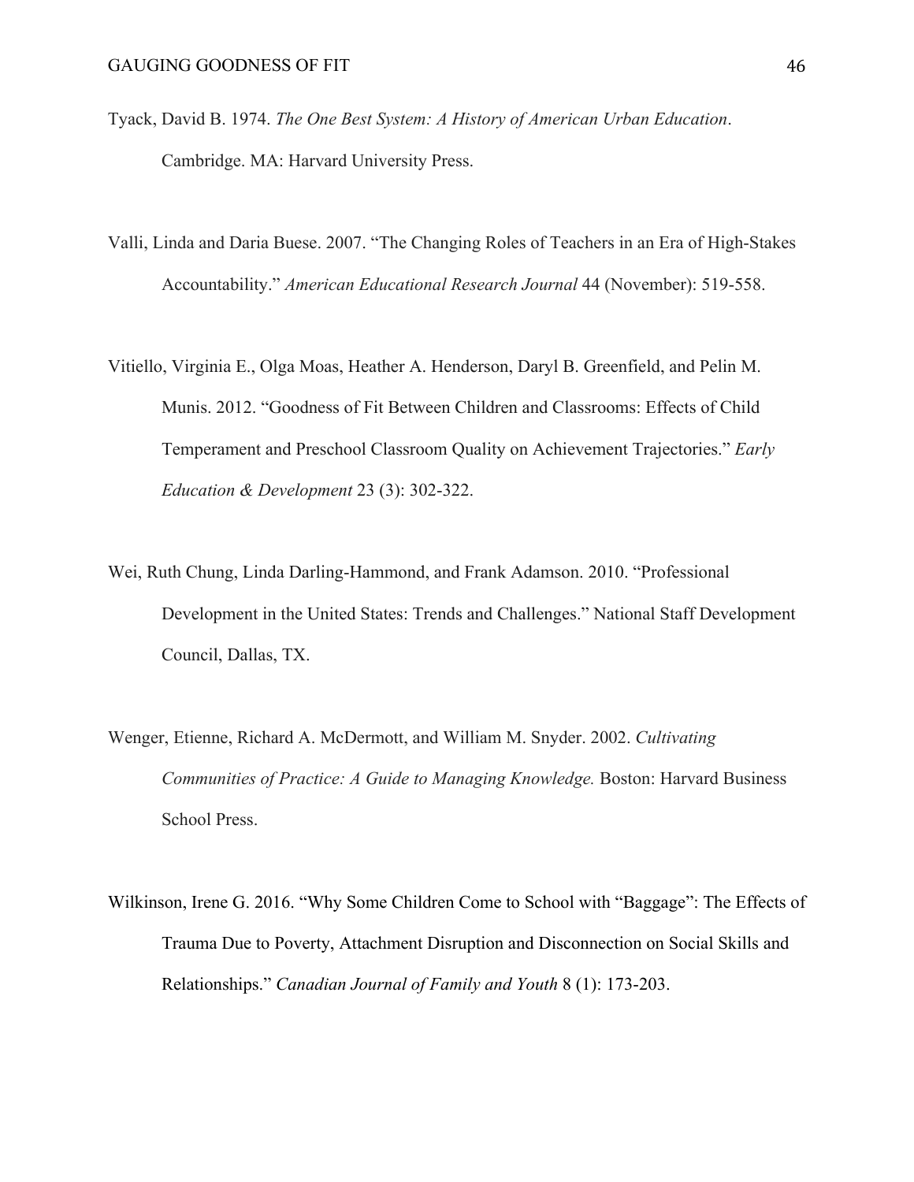Tyack, David B. 1974. *The One Best System: A History of American Urban Education*. Cambridge. MA: Harvard University Press.

Valli, Linda and Daria Buese. 2007. "The Changing Roles of Teachers in an Era of High-Stakes Accountability." *American Educational Research Journal* 44 (November): 519-558.

Vitiello, Virginia E., Olga Moas, Heather A. Henderson, Daryl B. Greenfield, and Pelin M. Munis. 2012. "Goodness of Fit Between Children and Classrooms: Effects of Child Temperament and Preschool Classroom Quality on Achievement Trajectories." *Early Education & Development* 23 (3): 302-322.

Wei, Ruth Chung, Linda Darling-Hammond, and Frank Adamson. 2010. "Professional Development in the United States: Trends and Challenges." National Staff Development Council, Dallas, TX.

Wenger, Etienne, Richard A. McDermott, and William M. Snyder. 2002. *Cultivating Communities of Practice: A Guide to Managing Knowledge.* Boston: Harvard Business School Press.

Wilkinson, Irene G. 2016. "Why Some Children Come to School with "Baggage": The Effects of Trauma Due to Poverty, Attachment Disruption and Disconnection on Social Skills and Relationships." *Canadian Journal of Family and Youth* 8 (1): 173-203.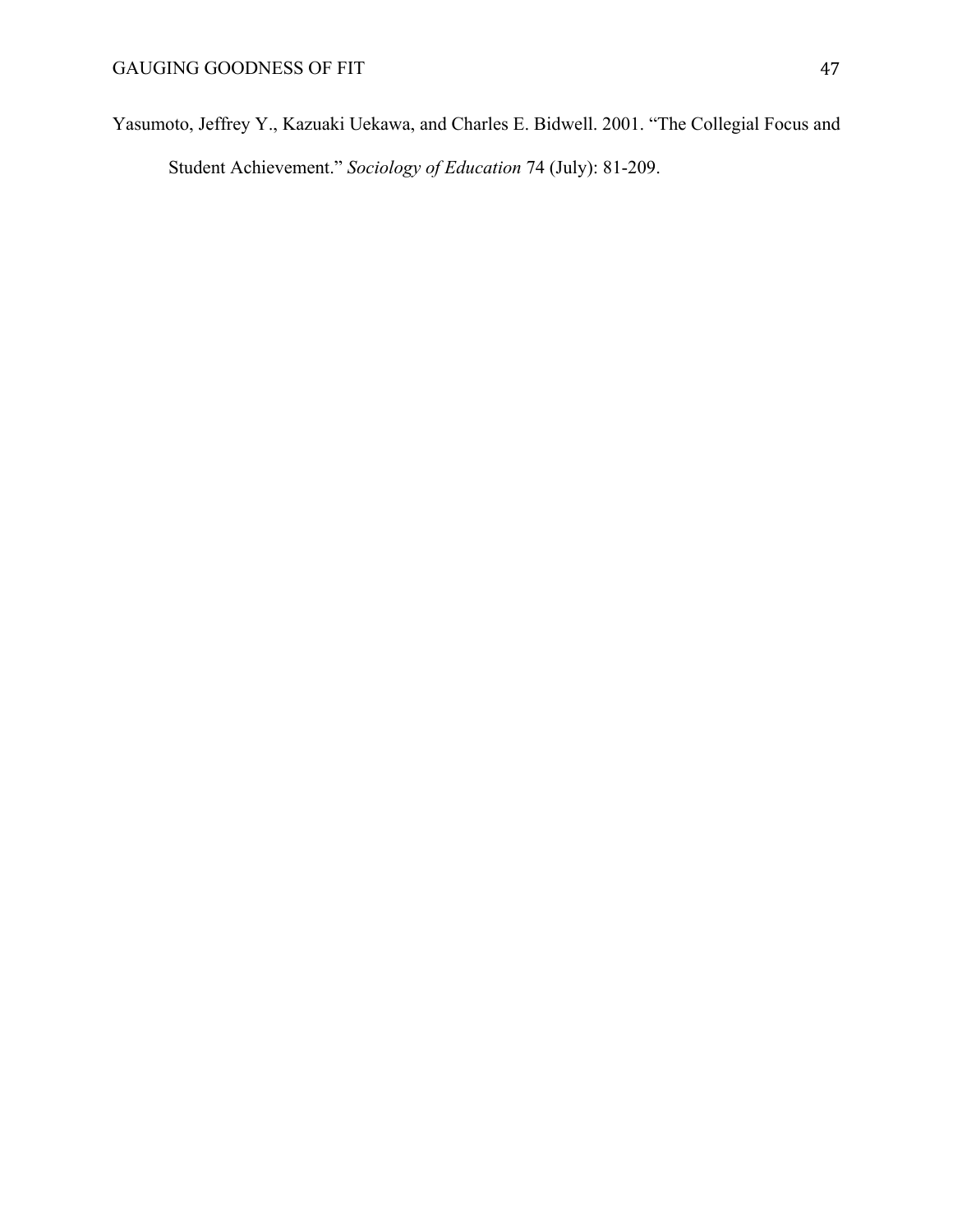Yasumoto, Jeffrey Y., Kazuaki Uekawa, and Charles E. Bidwell. 2001. "The Collegial Focus and Student Achievement." *Sociology of Education* 74 (July): 81-209.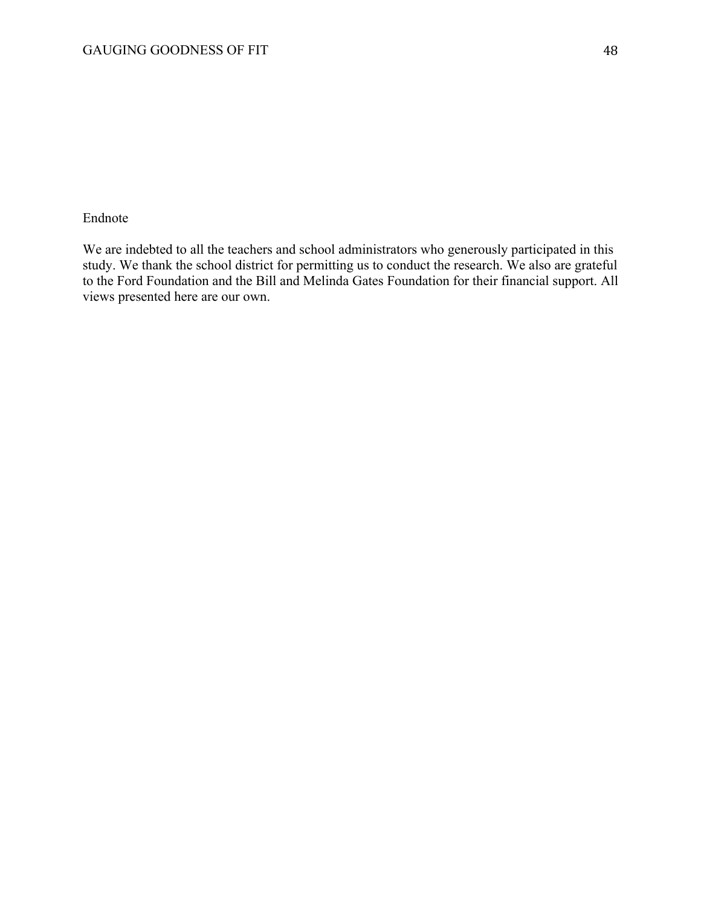Endnote

We are indebted to all the teachers and school administrators who generously participated in this study. We thank the school district for permitting us to conduct the research. We also are grateful to the Ford Foundation and the Bill and Melinda Gates Foundation for their financial support. All views presented here are our own.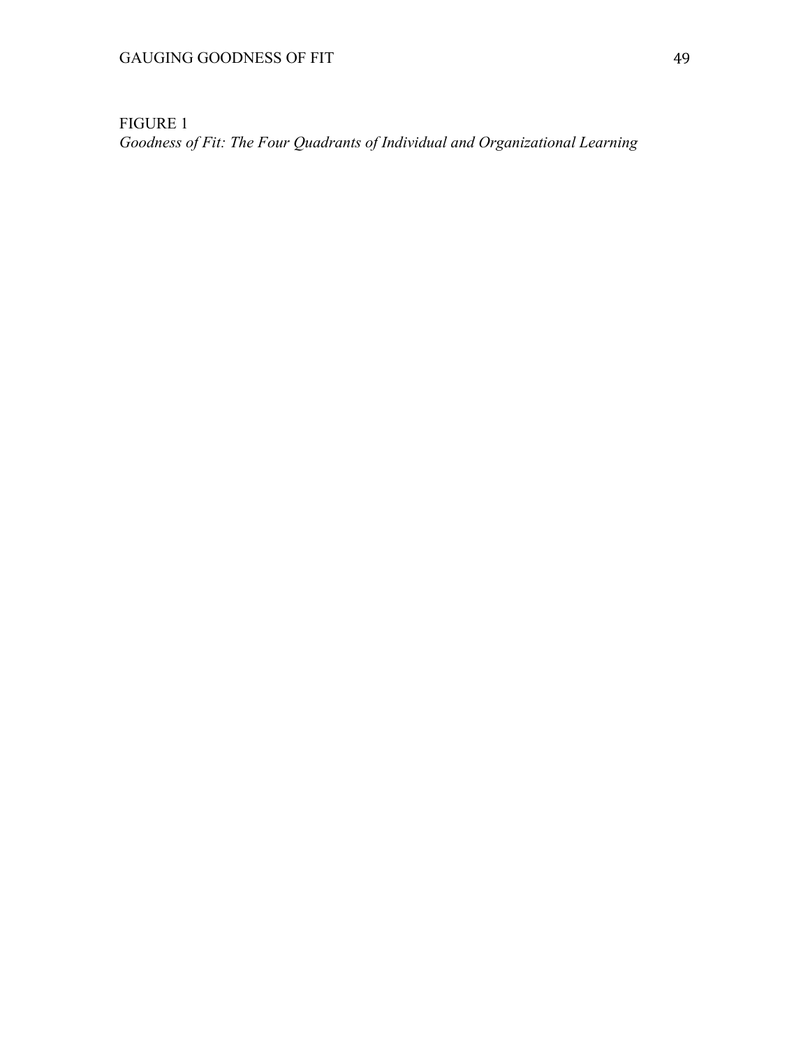FIGURE 1

*Goodness of Fit: The Four Quadrants of Individual and Organizational Learning*